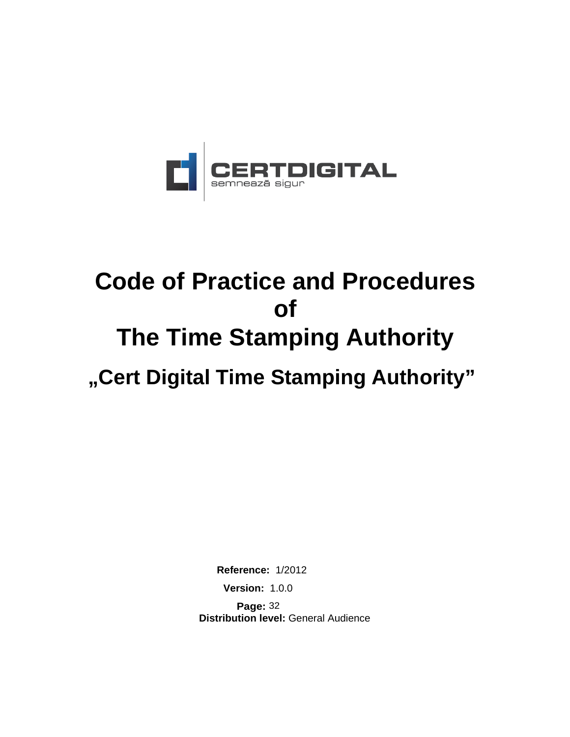CERTDIGITAL
semnează sigur

# Code of Practice and Procedures of The Time Stamping Authority

## „Cert Digital Time Stamping Authority”

**Reference:** 1/2012

**Version:** 1.0.0

**Page:** 32

**Distribution level:** General Audience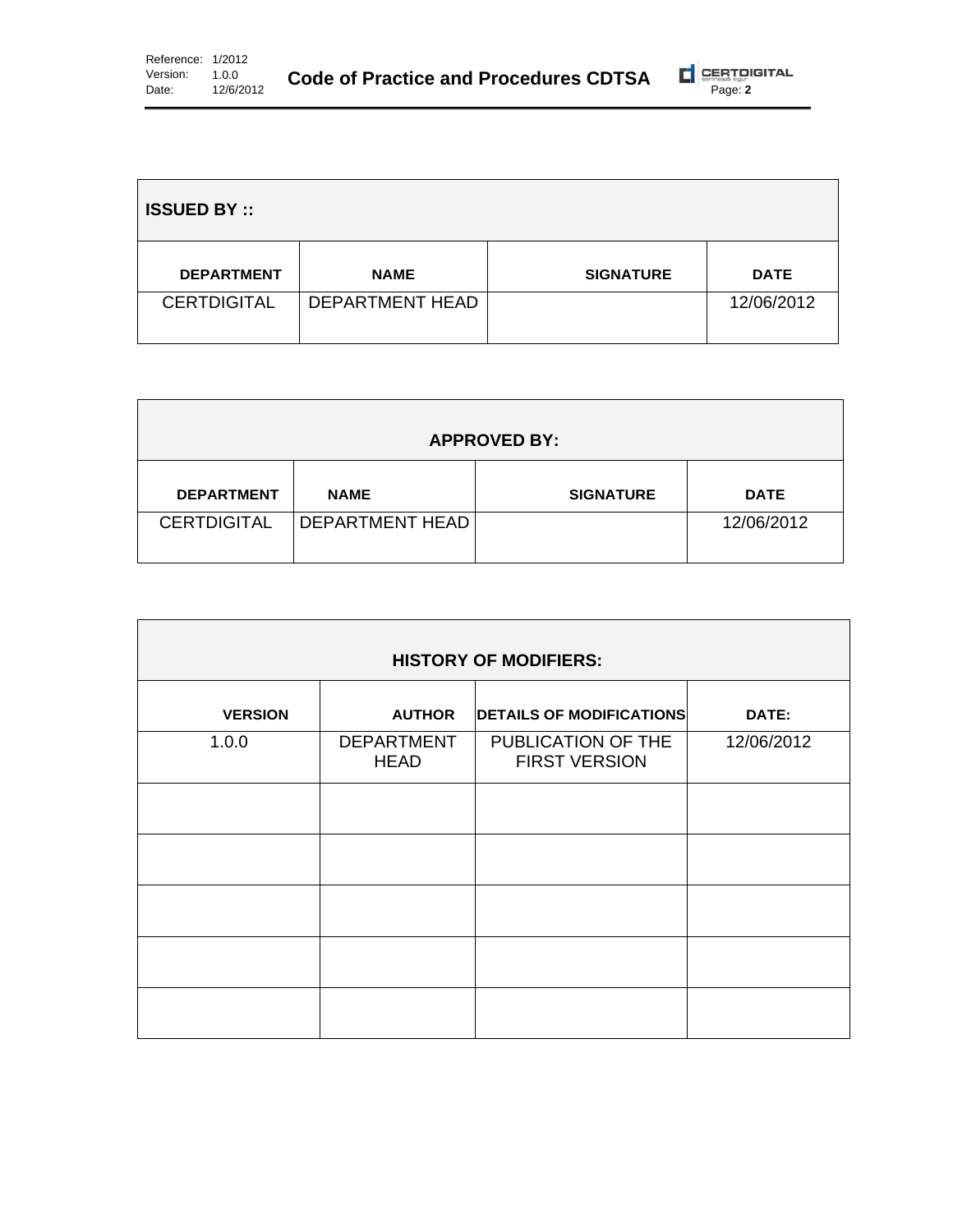| ISSUED BY :: | | | |
| --- | --- | --- | --- |
| **DEPARTMENT** | **NAME** | **SIGNATURE** | **DATE** |
| CERTDIGITAL | DEPARTMENT HEAD | | 12/06/2012 |

| APPROVED BY: | | | |
| --- | --- | --- | --- |
| **DEPARTMENT** | **NAME** | **SIGNATURE** | **DATE** |
| CERTDIGITAL | DEPARTMENT HEAD | | 12/06/2012 |

| HISTORY OF MODIFIERS: | | | |
| --- | --- | --- | --- |
| **VERSION** | **AUTHOR** | **DETAILS OF MODIFICATIONS** | **DATE:** |
| 1.0.0 | DEPARTMENT HEAD | PUBLICATION OF THE FIRST VERSION | 12/06/2012 |
| | | | |
| | | | |
| | | | |
| | | | |
| | | | |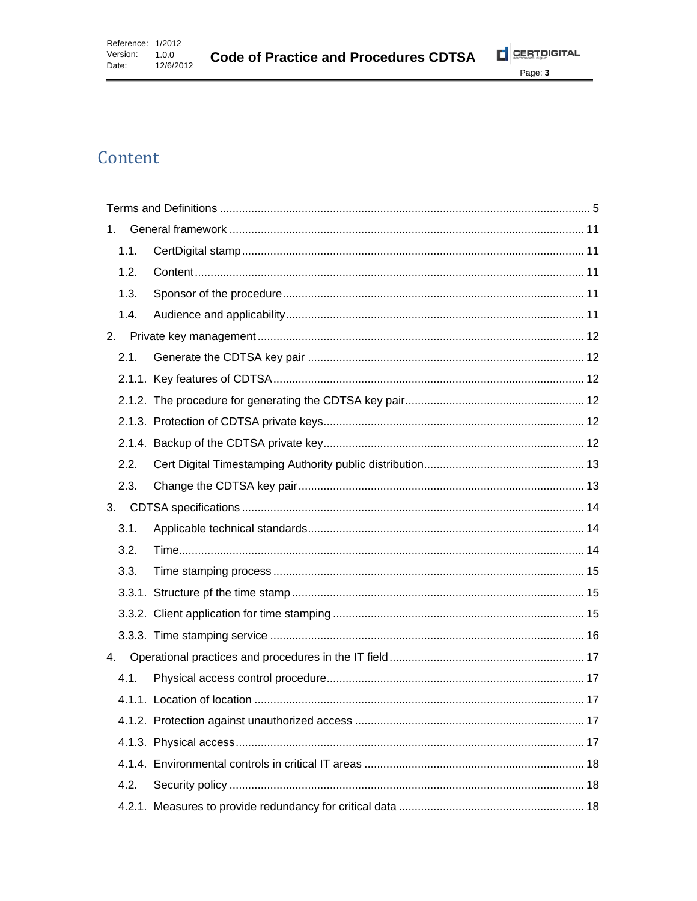# Content

Terms and Definitions ..... 5

1. General framework ..... 11
   - 1.1. CertDigital stamp ..... 11
   - 1.2. Content ..... 11
   - 1.3. Sponsor of the procedure ..... 11
   - 1.4. Audience and applicability ..... 11
2. Private key management ..... 12
   - 2.1. Generate the CDTSA key pair ..... 12
   - 2.1.1. Key features of CDTSA ..... 12
   - 2.1.2. The procedure for generating the CDTSA key pair ..... 12
   - 2.1.3. Protection of CDTSA private keys ..... 12
   - 2.1.4. Backup of the CDTSA private key ..... 12
   - 2.2. Cert Digital Timestamping Authority public distribution ..... 13
   - 2.3. Change the CDTSA key pair ..... 13
3. CDTSA specifications ..... 14
   - 3.1. Applicable technical standards ..... 14
   - 3.2. Time ..... 14
   - 3.3. Time stamping process ..... 15
   - 3.3.1. Structure pf the time stamp ..... 15
   - 3.3.2. Client application for time stamping ..... 15
   - 3.3.3. Time stamping service ..... 16
4. Operational practices and procedures in the IT field ..... 17
   - 4.1. Physical access control procedure ..... 17
   - 4.1.1. Location of location ..... 17
   - 4.1.2. Protection against unauthorized access ..... 17
   - 4.1.3. Physical access ..... 17
   - 4.1.4. Environmental controls in critical IT areas ..... 18
   - 4.2. Security policy ..... 18
   - 4.2.1. Measures to provide redundancy for critical data ..... 18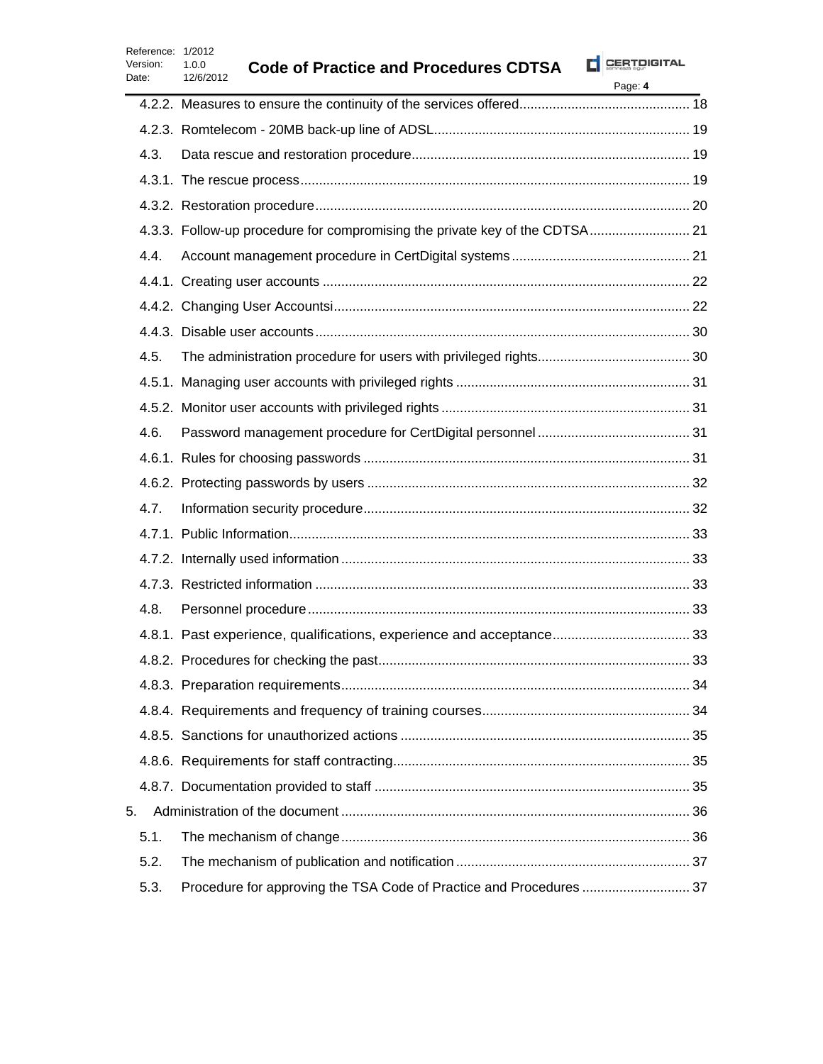4.2.2. Measures to ensure the continuity of the services offered ........ 18

4.2.3. Romtelecom - 20MB back-up line of ADSL ........ 19

4.3. Data rescue and restoration procedure ........ 19

4.3.1. The rescue process ........ 19

4.3.2. Restoration procedure ........ 20

4.3.3. Follow-up procedure for compromising the private key of the CDTSA ........ 21

4.4. Account management procedure in CertDigital systems ........ 21

4.4.1. Creating user accounts ........ 22

4.4.2. Changing User Accountsi ........ 22

4.4.3. Disable user accounts ........ 30

4.5. The administration procedure for users with privileged rights ........ 30

4.5.1. Managing user accounts with privileged rights ........ 31

4.5.2. Monitor user accounts with privileged rights ........ 31

4.6. Password management procedure for CertDigital personnel ........ 31

4.6.1. Rules for choosing passwords ........ 31

4.6.2. Protecting passwords by users ........ 32

4.7. Information security procedure ........ 32

4.7.1. Public Information ........ 33

4.7.2. Internally used information ........ 33

4.7.3. Restricted information ........ 33

4.8. Personnel procedure ........ 33

4.8.1. Past experience, qualifications, experience and acceptance ........ 33

4.8.2. Procedures for checking the past ........ 33

4.8.3. Preparation requirements ........ 34

4.8.4. Requirements and frequency of training courses ........ 34

4.8.5. Sanctions for unauthorized actions ........ 35

4.8.6. Requirements for staff contracting ........ 35

4.8.7. Documentation provided to staff ........ 35

5. Administration of the document ........ 36

5.1. The mechanism of change ........ 36

5.2. The mechanism of publication and notification ........ 37

5.3. Procedure for approving the TSA Code of Practice and Procedures ........ 37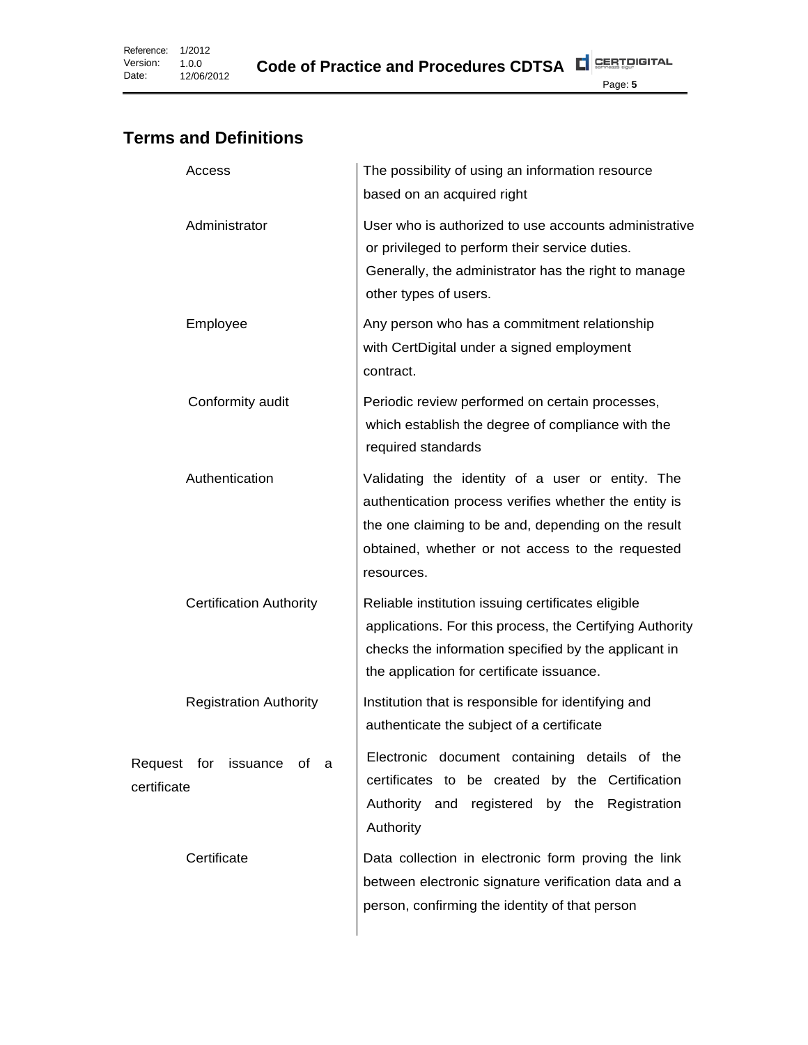## Terms and Definitions

| Term | Definition |
| --- | --- |
| Access | The possibility of using an information resource based on an acquired right |
| Administrator | User who is authorized to use accounts administrative or privileged to perform their service duties. Generally, the administrator has the right to manage other types of users. |
| Employee | Any person who has a commitment relationship with CertDigital under a signed employment contract. |
| Conformity audit | Periodic review performed on certain processes, which establish the degree of compliance with the required standards |
| Authentication | Validating the identity of a user or entity. The authentication process verifies whether the entity is the one claiming to be and, depending on the result obtained, whether or not access to the requested resources. |
| Certification Authority | Reliable institution issuing certificates eligible applications. For this process, the Certifying Authority checks the information specified by the applicant in the application for certificate issuance. |
| Registration Authority | Institution that is responsible for identifying and authenticate the subject of a certificate |
| Request for issuance of a certificate | Electronic document containing details of the certificates to be created by the Certification Authority and registered by the Registration Authority |
| Certificate | Data collection in electronic form proving the link between electronic signature verification data and a person, confirming the identity of that person |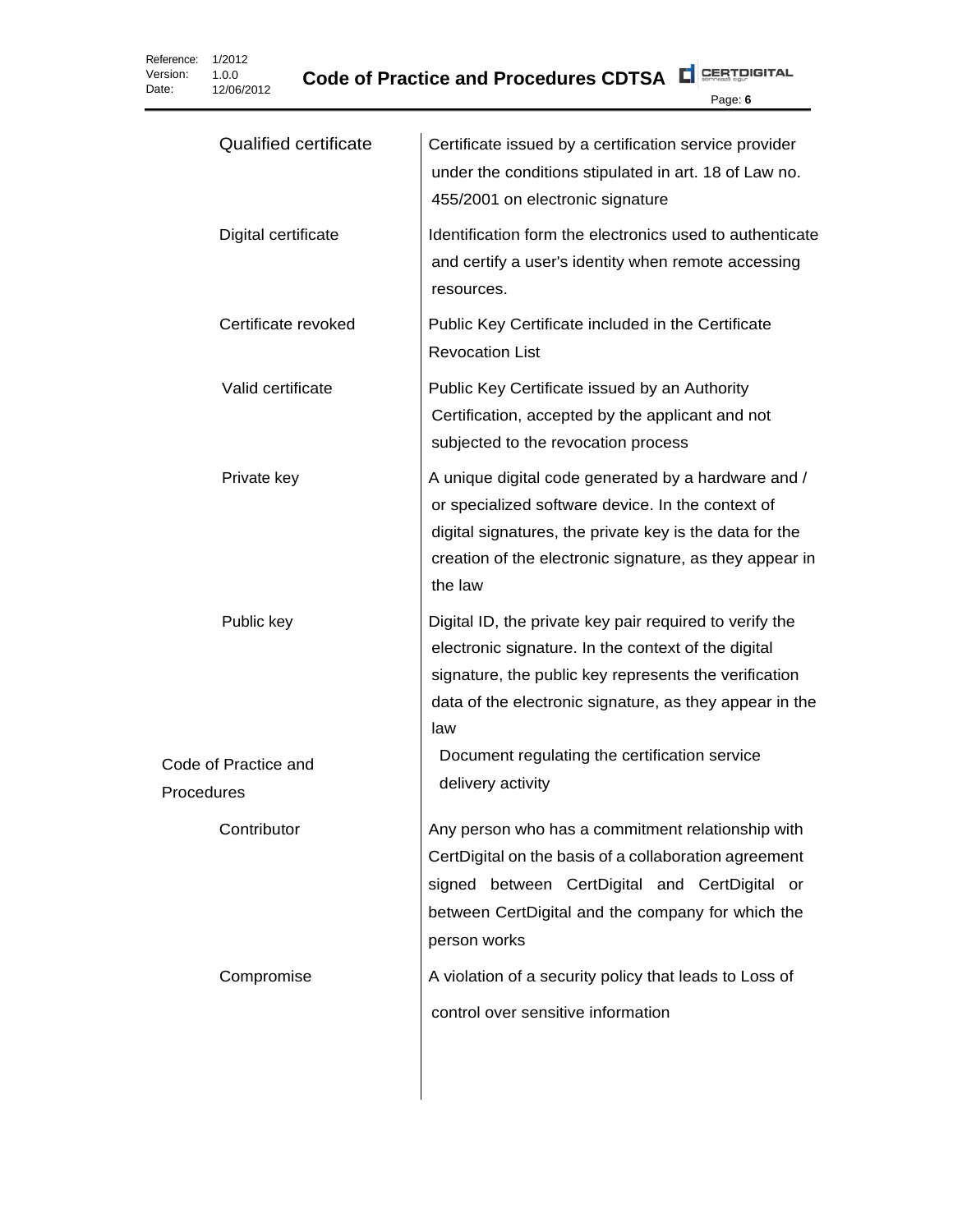| | |
|---|---|
| Qualified certificate | Certificate issued by a certification service provider under the conditions stipulated in art. 18 of Law no. 455/2001 on electronic signature |
| Digital certificate | Identification form the electronics used to authenticate and certify a user's identity when remote accessing resources. |
| Certificate revoked | Public Key Certificate included in the Certificate Revocation List |
| Valid certificate | Public Key Certificate issued by an Authority Certification, accepted by the applicant and not subjected to the revocation process |
| Private key | A unique digital code generated by a hardware and / or specialized software device. In the context of digital signatures, the private key is the data for the creation of the electronic signature, as they appear in the law |
| Public key | Digital ID, the private key pair required to verify the electronic signature. In the context of the digital signature, the public key represents the verification data of the electronic signature, as they appear in the law |
| Code of Practice and Procedures | Document regulating the certification service delivery activity |
| Contributor | Any person who has a commitment relationship with CertDigital on the basis of a collaboration agreement signed between CertDigital and CertDigital or between CertDigital and the company for which the person works |
| Compromise | A violation of a security policy that leads to Loss of control over sensitive information |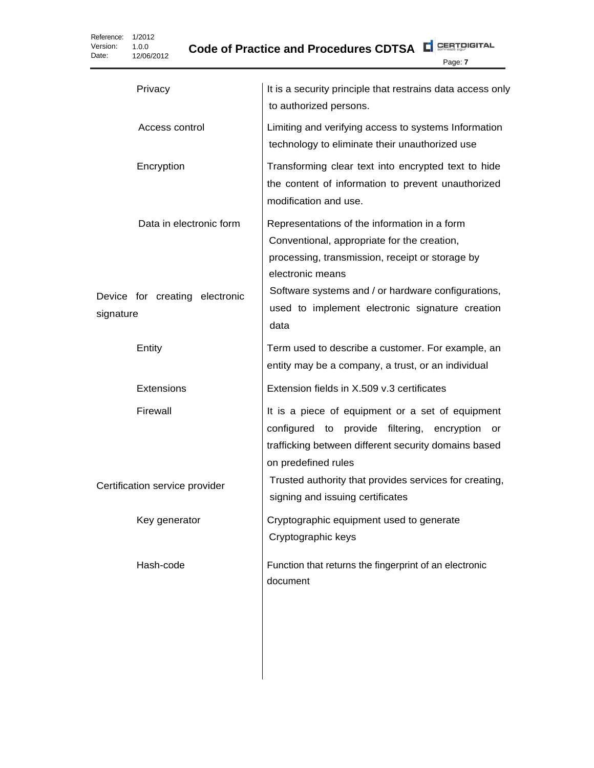| | |
|---|---|
| Privacy | It is a security principle that restrains data access only to authorized persons. |
| Access control | Limiting and verifying access to systems Information technology to eliminate their unauthorized use |
| Encryption | Transforming clear text into encrypted text to hide the content of information to prevent unauthorized modification and use. |
| Data in electronic form | Representations of the information in a form Conventional, appropriate for the creation, processing, transmission, receipt or storage by electronic means |
| Device for creating electronic signature | Software systems and / or hardware configurations, used to implement electronic signature creation data |
| Entity | Term used to describe a customer. For example, an entity may be a company, a trust, or an individual |
| Extensions | Extension fields in X.509 v.3 certificates |
| Firewall | It is a piece of equipment or a set of equipment configured to provide filtering, encryption or trafficking between different security domains based on predefined rules |
| Certification service provider | Trusted authority that provides services for creating, signing and issuing certificates |
| Key generator | Cryptographic equipment used to generate Cryptographic keys |
| Hash-code | Function that returns the fingerprint of an electronic document |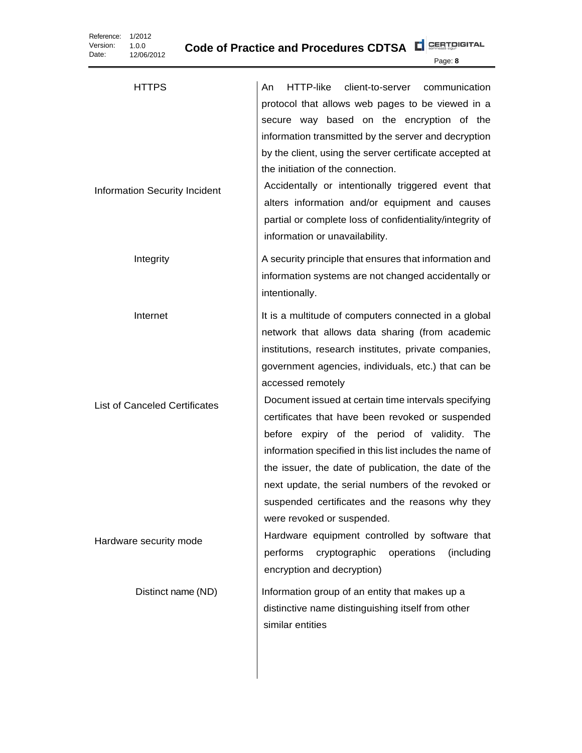| | |
|---|---|
| HTTPS | An HTTP-like client-to-server communication protocol that allows web pages to be viewed in a secure way based on the encryption of the information transmitted by the server and decryption by the client, using the server certificate accepted at the initiation of the connection. |
| Information Security Incident | Accidentally or intentionally triggered event that alters information and/or equipment and causes partial or complete loss of confidentiality/integrity of information or unavailability. |
| Integrity | A security principle that ensures that information and information systems are not changed accidentally or intentionally. |
| Internet | It is a multitude of computers connected in a global network that allows data sharing (from academic institutions, research institutes, private companies, government agencies, individuals, etc.) that can be accessed remotely |
| List of Canceled Certificates | Document issued at certain time intervals specifying certificates that have been revoked or suspended before expiry of the period of validity. The information specified in this list includes the name of the issuer, the date of publication, the date of the next update, the serial numbers of the revoked or suspended certificates and the reasons why they were revoked or suspended. |
| Hardware security mode | Hardware equipment controlled by software that performs cryptographic operations (including encryption and decryption) |
| Distinct name (ND) | Information group of an entity that makes up a distinctive name distinguishing itself from other similar entities |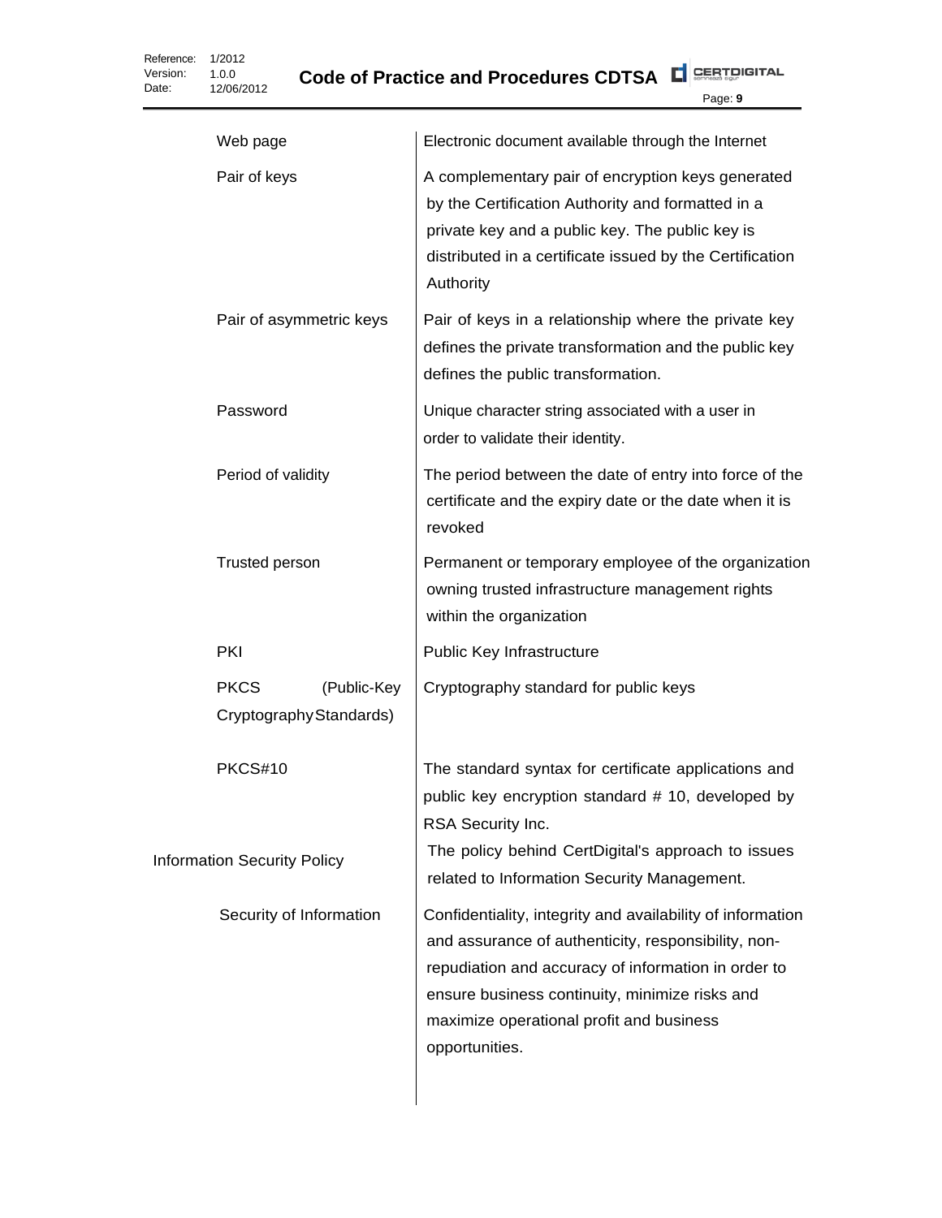| | |
|---|---|
| Web page | Electronic document available through the Internet |
| Pair of keys | A complementary pair of encryption keys generated by the Certification Authority and formatted in a private key and a public key. The public key is distributed in a certificate issued by the Certification Authority |
| Pair of asymmetric keys | Pair of keys in a relationship where the private key defines the private transformation and the public key defines the public transformation. |
| Password | Unique character string associated with a user in order to validate their identity. |
| Period of validity | The period between the date of entry into force of the certificate and the expiry date or the date when it is revoked |
| Trusted person | Permanent or temporary employee of the organization owning trusted infrastructure management rights within the organization |
| PKI | Public Key Infrastructure |
| PKCS (Public-Key Cryptography Standards) | Cryptography standard for public keys |
| PKCS#10 | The standard syntax for certificate applications and public key encryption standard # 10, developed by RSA Security Inc. |
| Information Security Policy | The policy behind CertDigital's approach to issues related to Information Security Management. |
| Security of Information | Confidentiality, integrity and availability of information and assurance of authenticity, responsibility, non-repudiation and accuracy of information in order to ensure business continuity, minimize risks and maximize operational profit and business opportunities. |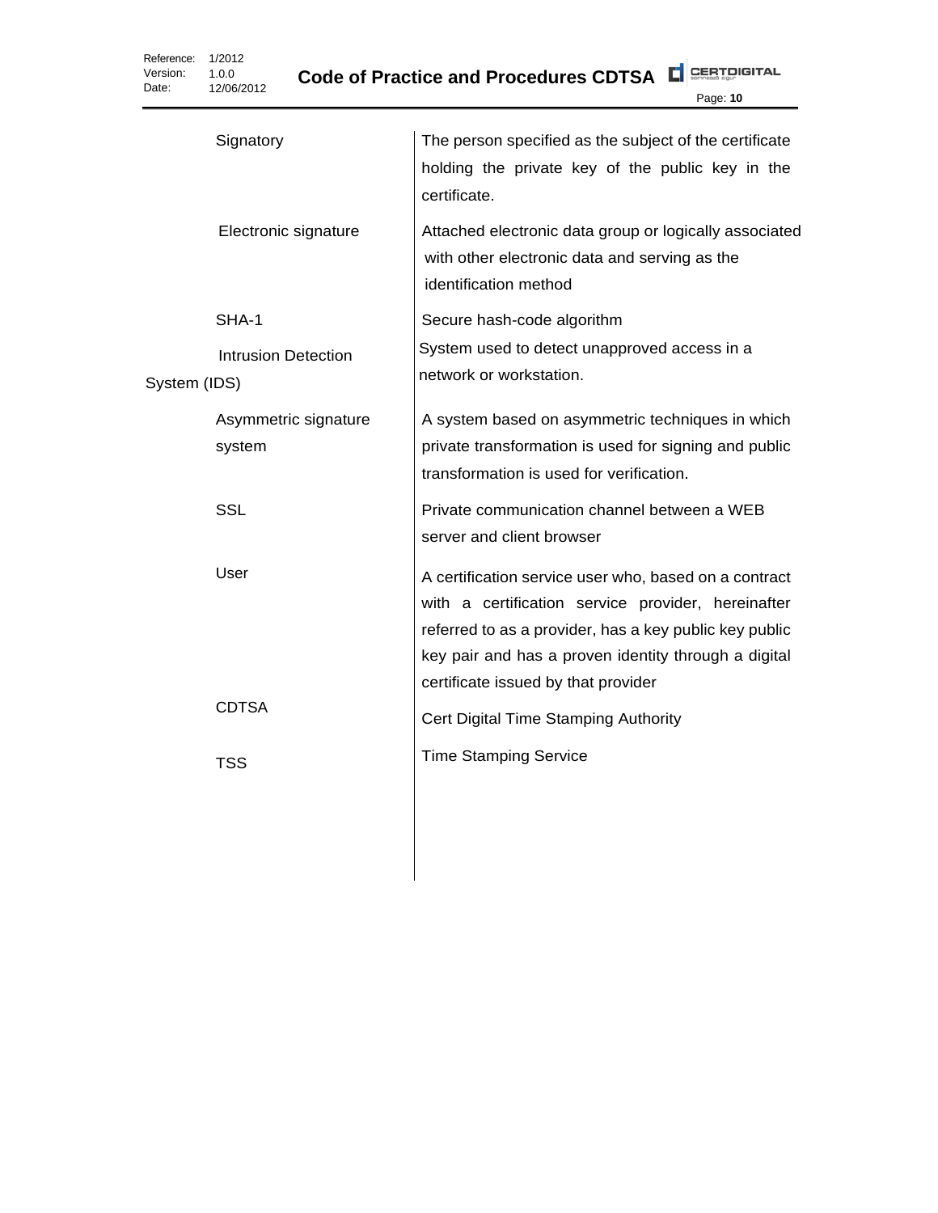| | |
|---|---|
| Signatory | The person specified as the subject of the certificate holding the private key of the public key in the certificate. |
| Electronic signature | Attached electronic data group or logically associated with other electronic data and serving as the identification method |
| SHA-1 | Secure hash-code algorithm |
| Intrusion Detection System (IDS) | System used to detect unapproved access in a network or workstation. |
| Asymmetric signature system | A system based on asymmetric techniques in which private transformation is used for signing and public transformation is used for verification. |
| SSL | Private communication channel between a WEB server and client browser |
| User | A certification service user who, based on a contract with a certification service provider, hereinafter referred to as a provider, has a key public key public key pair and has a proven identity through a digital certificate issued by that provider |
| CDTSA | Cert Digital Time Stamping Authority |
| TSS | Time Stamping Service |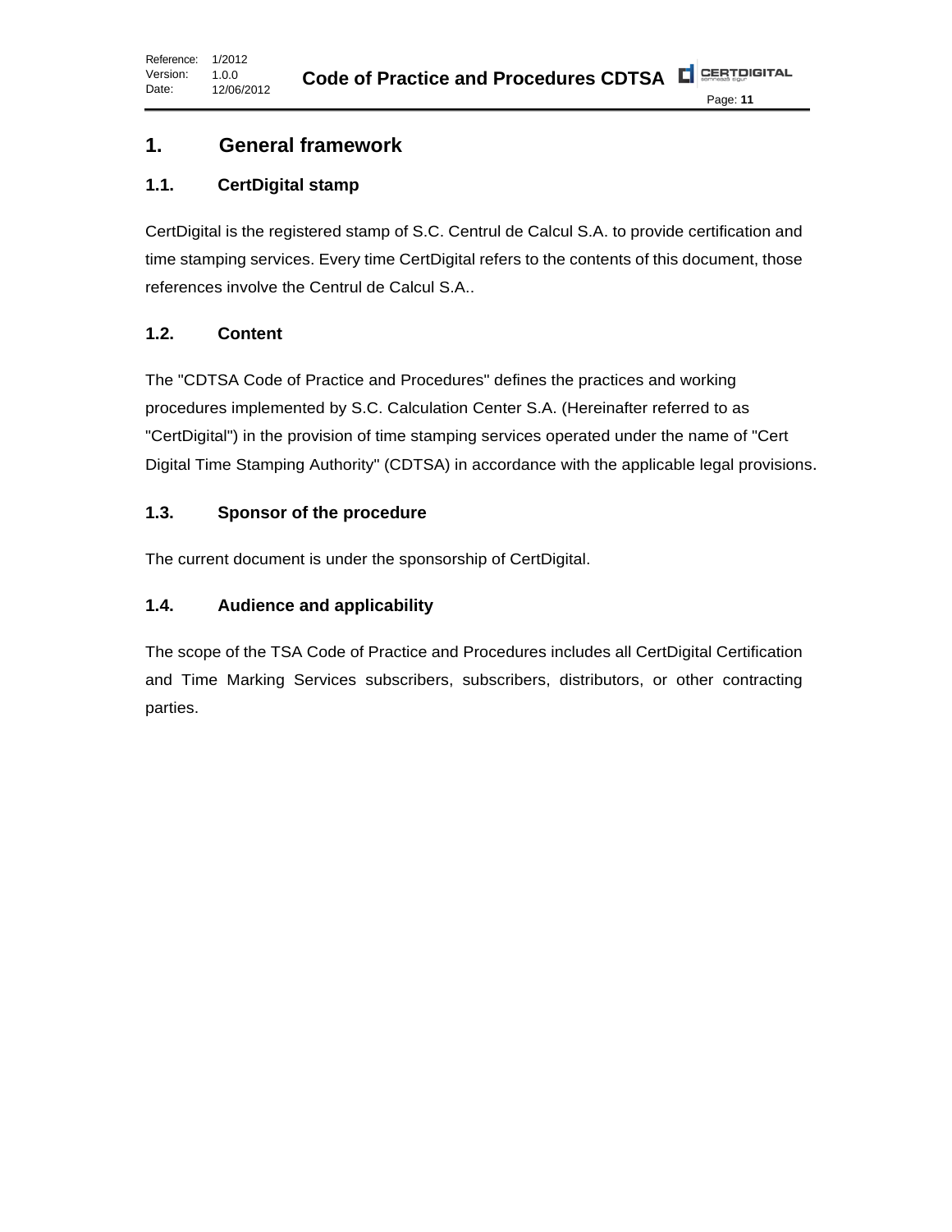# 1. General framework

## 1.1. CertDigital stamp

CertDigital is the registered stamp of S.C. Centrul de Calcul S.A. to provide certification and time stamping services. Every time CertDigital refers to the contents of this document, those references involve the Centrul de Calcul S.A..

## 1.2. Content

The "CDTSA Code of Practice and Procedures" defines the practices and working procedures implemented by S.C. Calculation Center S.A. (Hereinafter referred to as "CertDigital") in the provision of time stamping services operated under the name of "Cert Digital Time Stamping Authority" (CDTSA) in accordance with the applicable legal provisions.

## 1.3. Sponsor of the procedure

The current document is under the sponsorship of CertDigital.

## 1.4. Audience and applicability

The scope of the TSA Code of Practice and Procedures includes all CertDigital Certification and Time Marking Services subscribers, subscribers, distributors, or other contracting parties.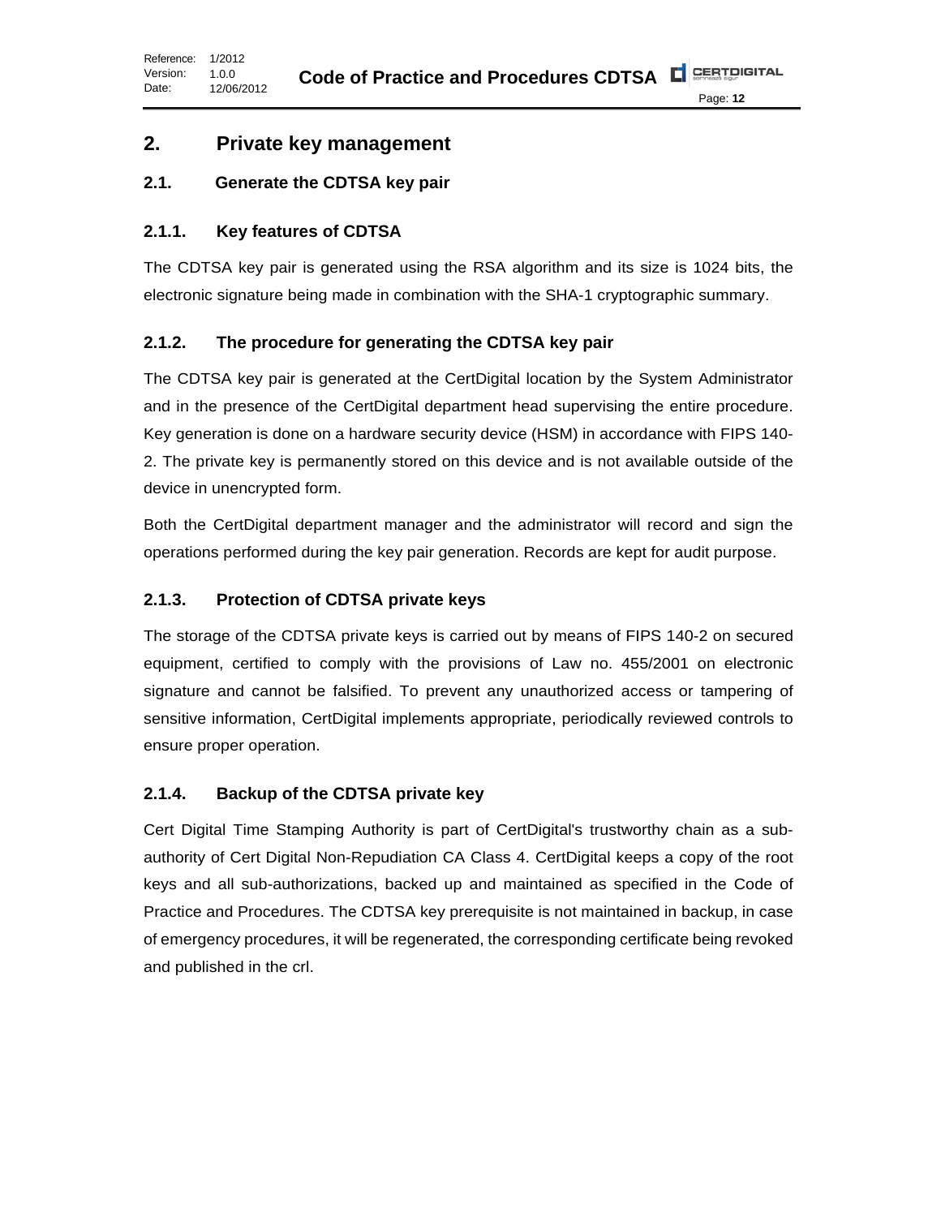# 2. Private key management

## 2.1. Generate the CDTSA key pair

### 2.1.1. Key features of CDTSA

The CDTSA key pair is generated using the RSA algorithm and its size is 1024 bits, the electronic signature being made in combination with the SHA-1 cryptographic summary.

### 2.1.2. The procedure for generating the CDTSA key pair

The CDTSA key pair is generated at the CertDigital location by the System Administrator and in the presence of the CertDigital department head supervising the entire procedure. Key generation is done on a hardware security device (HSM) in accordance with FIPS 140-2. The private key is permanently stored on this device and is not available outside of the device in unencrypted form.

Both the CertDigital department manager and the administrator will record and sign the operations performed during the key pair generation. Records are kept for audit purpose.

### 2.1.3. Protection of CDTSA private keys

The storage of the CDTSA private keys is carried out by means of FIPS 140-2 on secured equipment, certified to comply with the provisions of Law no. 455/2001 on electronic signature and cannot be falsified. To prevent any unauthorized access or tampering of sensitive information, CertDigital implements appropriate, periodically reviewed controls to ensure proper operation.

### 2.1.4. Backup of the CDTSA private key

Cert Digital Time Stamping Authority is part of CertDigital's trustworthy chain as a sub-authority of Cert Digital Non-Repudiation CA Class 4. CertDigital keeps a copy of the root keys and all sub-authorizations, backed up and maintained as specified in the Code of Practice and Procedures. The CDTSA key prerequisite is not maintained in backup, in case of emergency procedures, it will be regenerated, the corresponding certificate being revoked and published in the crl.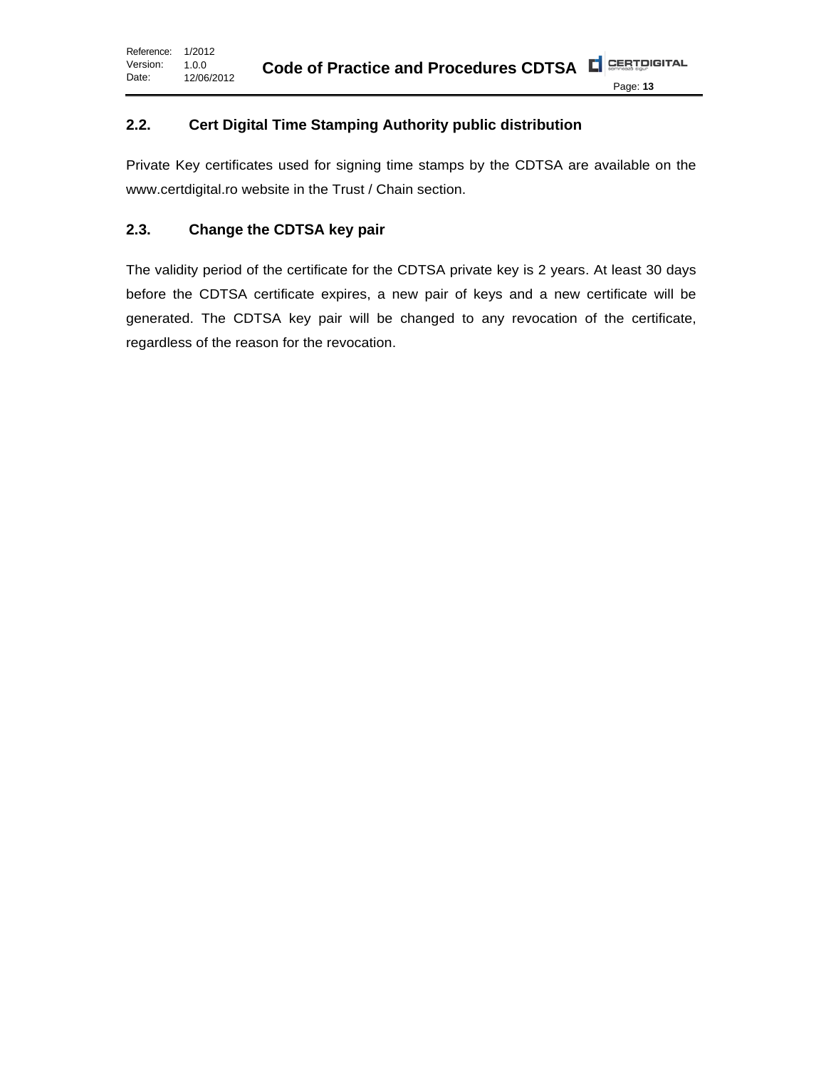## 2.2. Cert Digital Time Stamping Authority public distribution

Private Key certificates used for signing time stamps by the CDTSA are available on the www.certdigital.ro website in the Trust / Chain section.

## 2.3. Change the CDTSA key pair

The validity period of the certificate for the CDTSA private key is 2 years. At least 30 days before the CDTSA certificate expires, a new pair of keys and a new certificate will be generated. The CDTSA key pair will be changed to any revocation of the certificate, regardless of the reason for the revocation.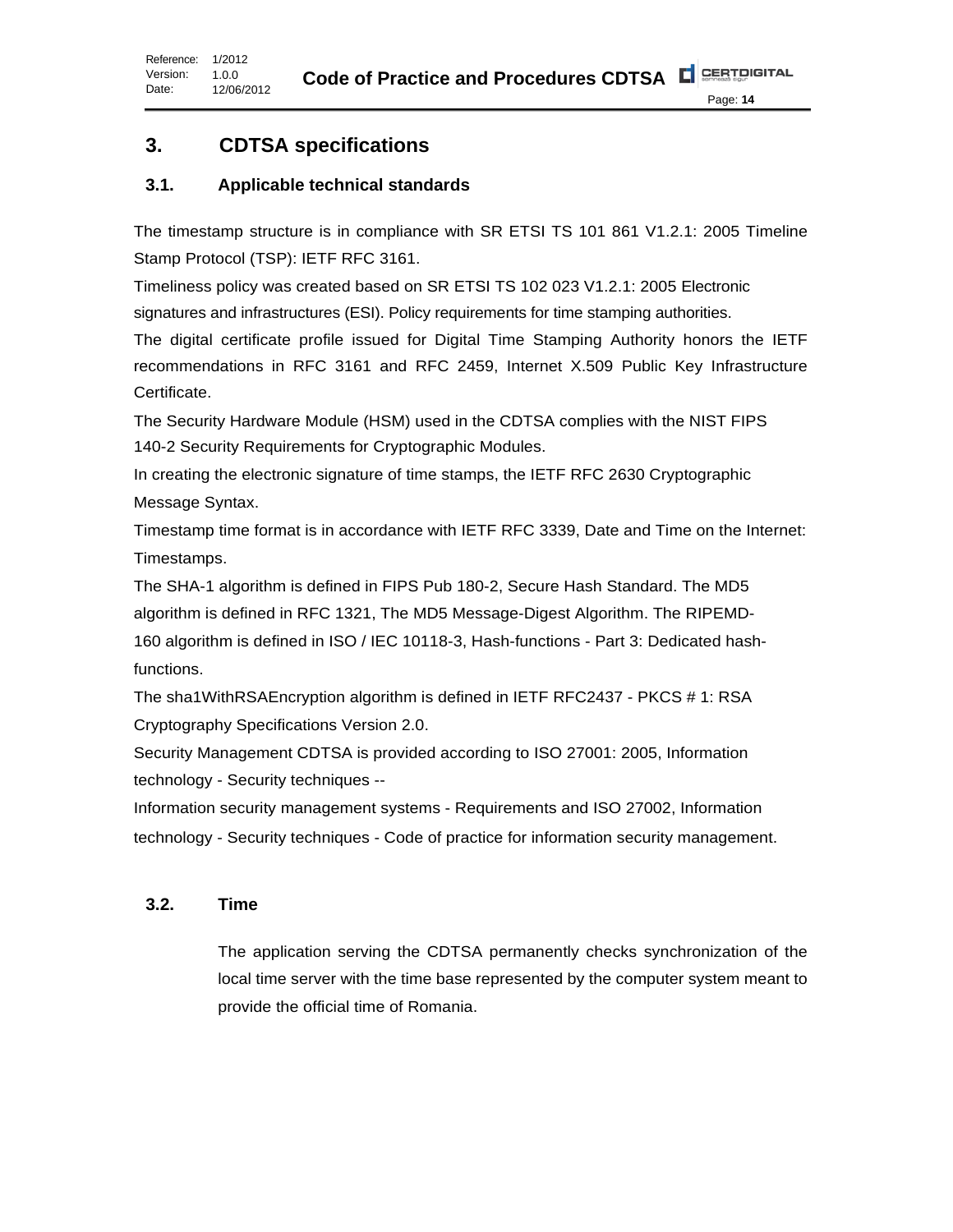# 3. CDTSA specifications

## 3.1. Applicable technical standards

The timestamp structure is in compliance with SR ETSI TS 101 861 V1.2.1: 2005 Timeline Stamp Protocol (TSP): IETF RFC 3161.

Timeliness policy was created based on SR ETSI TS 102 023 V1.2.1: 2005 Electronic signatures and infrastructures (ESI). Policy requirements for time stamping authorities.

The digital certificate profile issued for Digital Time Stamping Authority honors the IETF recommendations in RFC 3161 and RFC 2459, Internet X.509 Public Key Infrastructure Certificate.

The Security Hardware Module (HSM) used in the CDTSA complies with the NIST FIPS 140-2 Security Requirements for Cryptographic Modules.

In creating the electronic signature of time stamps, the IETF RFC 2630 Cryptographic Message Syntax.

Timestamp time format is in accordance with IETF RFC 3339, Date and Time on the Internet: Timestamps.

The SHA-1 algorithm is defined in FIPS Pub 180-2, Secure Hash Standard. The MD5 algorithm is defined in RFC 1321, The MD5 Message-Digest Algorithm. The RIPEMD-160 algorithm is defined in ISO / IEC 10118-3, Hash-functions - Part 3: Dedicated hash-functions.

The sha1WithRSAEncryption algorithm is defined in IETF RFC2437 - PKCS # 1: RSA Cryptography Specifications Version 2.0.

Security Management CDTSA is provided according to ISO 27001: 2005, Information technology - Security techniques --

Information security management systems - Requirements and ISO 27002, Information technology - Security techniques - Code of practice for information security management.

## 3.2. Time

The application serving the CDTSA permanently checks synchronization of the local time server with the time base represented by the computer system meant to provide the official time of Romania.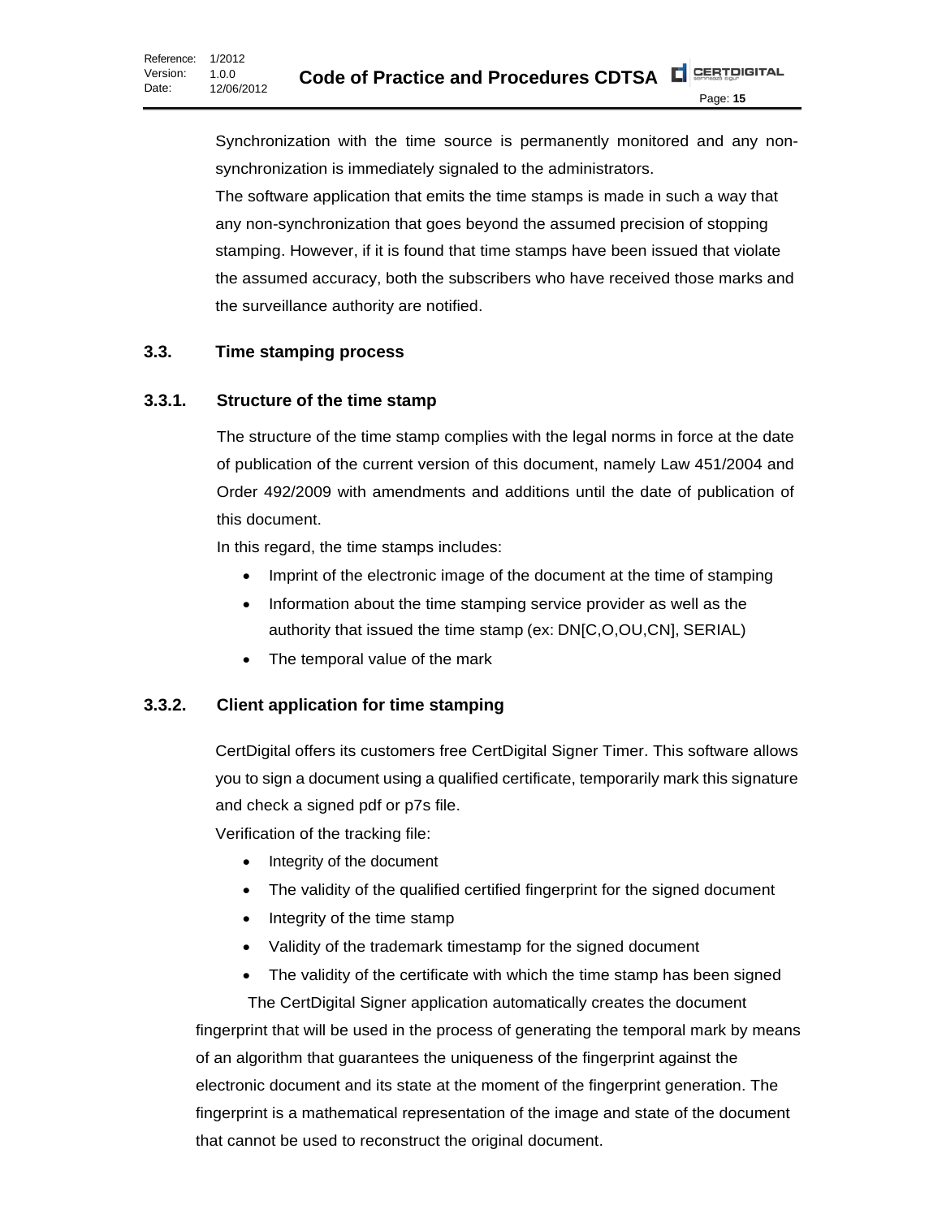Synchronization with the time source is permanently monitored and any non-synchronization is immediately signaled to the administrators.

The software application that emits the time stamps is made in such a way that any non-synchronization that goes beyond the assumed precision of stopping stamping. However, if it is found that time stamps have been issued that violate the assumed accuracy, both the subscribers who have received those marks and the surveillance authority are notified.

## 3.3. Time stamping process

### 3.3.1. Structure of the time stamp

The structure of the time stamp complies with the legal norms in force at the date of publication of the current version of this document, namely Law 451/2004 and Order 492/2009 with amendments and additions until the date of publication of this document.

In this regard, the time stamps includes:

- Imprint of the electronic image of the document at the time of stamping
- Information about the time stamping service provider as well as the authority that issued the time stamp (ex: DN[C,O,OU,CN], SERIAL)
- The temporal value of the mark

### 3.3.2. Client application for time stamping

CertDigital offers its customers free CertDigital Signer Timer. This software allows you to sign a document using a qualified certificate, temporarily mark this signature and check a signed pdf or p7s file.

Verification of the tracking file:

- Integrity of the document
- The validity of the qualified certified fingerprint for the signed document
- Integrity of the time stamp
- Validity of the trademark timestamp for the signed document
- The validity of the certificate with which the time stamp has been signed

The CertDigital Signer application automatically creates the document fingerprint that will be used in the process of generating the temporal mark by means of an algorithm that guarantees the uniqueness of the fingerprint against the electronic document and its state at the moment of the fingerprint generation. The fingerprint is a mathematical representation of the image and state of the document that cannot be used to reconstruct the original document.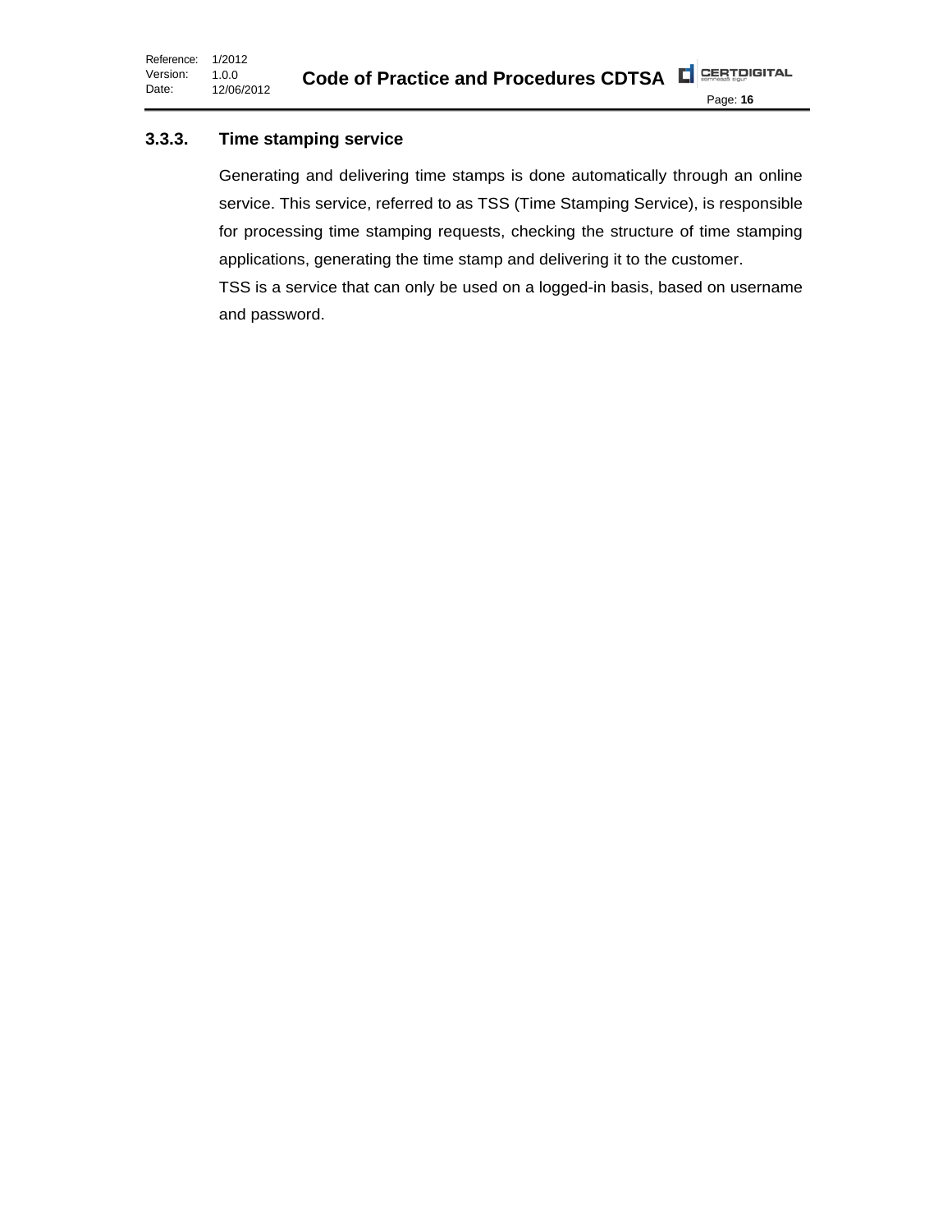### 3.3.3. Time stamping service

Generating and delivering time stamps is done automatically through an online service. This service, referred to as TSS (Time Stamping Service), is responsible for processing time stamping requests, checking the structure of time stamping applications, generating the time stamp and delivering it to the customer.

TSS is a service that can only be used on a logged-in basis, based on username and password.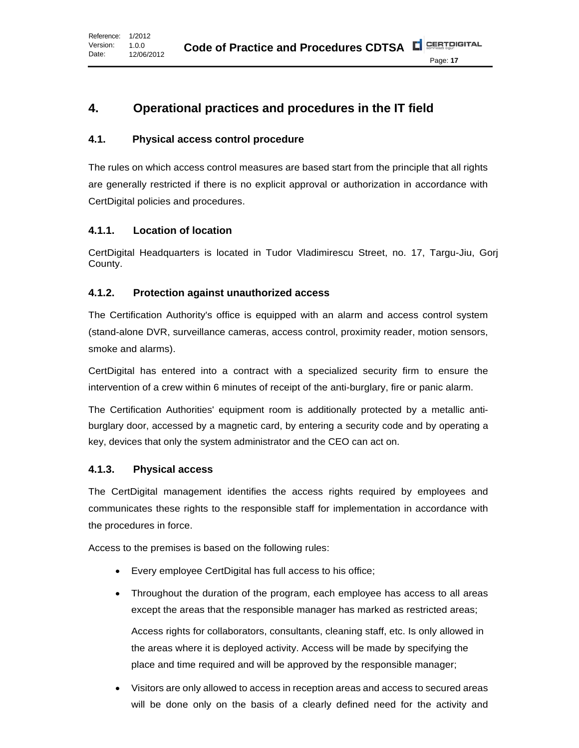# 4. Operational practices and procedures in the IT field

## 4.1. Physical access control procedure

The rules on which access control measures are based start from the principle that all rights are generally restricted if there is no explicit approval or authorization in accordance with CertDigital policies and procedures.

### 4.1.1. Location of location

CertDigital Headquarters is located in Tudor Vladimirescu Street, no. 17, Targu-Jiu, Gorj County.

### 4.1.2. Protection against unauthorized access

The Certification Authority's office is equipped with an alarm and access control system (stand-alone DVR, surveillance cameras, access control, proximity reader, motion sensors, smoke and alarms).

CertDigital has entered into a contract with a specialized security firm to ensure the intervention of a crew within 6 minutes of receipt of the anti-burglary, fire or panic alarm.

The Certification Authorities' equipment room is additionally protected by a metallic anti-burglary door, accessed by a magnetic card, by entering a security code and by operating a key, devices that only the system administrator and the CEO can act on.

### 4.1.3. Physical access

The CertDigital management identifies the access rights required by employees and communicates these rights to the responsible staff for implementation in accordance with the procedures in force.

Access to the premises is based on the following rules:

- Every employee CertDigital has full access to his office;
- Throughout the duration of the program, each employee has access to all areas except the areas that the responsible manager has marked as restricted areas;

  Access rights for collaborators, consultants, cleaning staff, etc. Is only allowed in the areas where it is deployed activity. Access will be made by specifying the place and time required and will be approved by the responsible manager;
- Visitors are only allowed to access in reception areas and access to secured areas will be done only on the basis of a clearly defined need for the activity and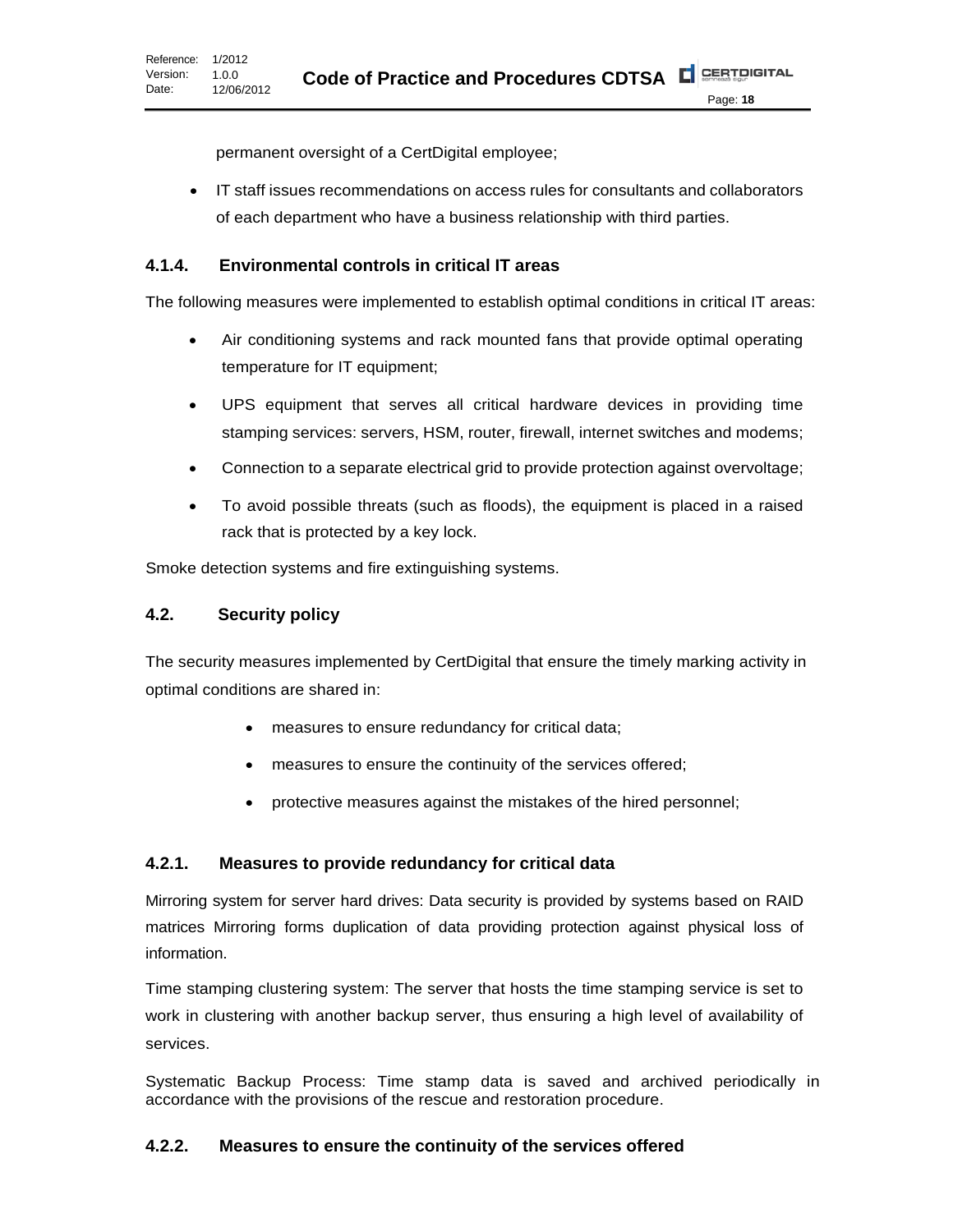permanent oversight of a CertDigital employee;

- IT staff issues recommendations on access rules for consultants and collaborators of each department who have a business relationship with third parties.

### 4.1.4. Environmental controls in critical IT areas

The following measures were implemented to establish optimal conditions in critical IT areas:

- Air conditioning systems and rack mounted fans that provide optimal operating temperature for IT equipment;
- UPS equipment that serves all critical hardware devices in providing time stamping services: servers, HSM, router, firewall, internet switches and modems;
- Connection to a separate electrical grid to provide protection against overvoltage;
- To avoid possible threats (such as floods), the equipment is placed in a raised rack that is protected by a key lock.

Smoke detection systems and fire extinguishing systems.

## 4.2. Security policy

The security measures implemented by CertDigital that ensure the timely marking activity in optimal conditions are shared in:

- measures to ensure redundancy for critical data;
- measures to ensure the continuity of the services offered;
- protective measures against the mistakes of the hired personnel;

### 4.2.1. Measures to provide redundancy for critical data

Mirroring system for server hard drives: Data security is provided by systems based on RAID matrices Mirroring forms duplication of data providing protection against physical loss of information.

Time stamping clustering system: The server that hosts the time stamping service is set to work in clustering with another backup server, thus ensuring a high level of availability of services.

Systematic Backup Process: Time stamp data is saved and archived periodically in accordance with the provisions of the rescue and restoration procedure.

### 4.2.2. Measures to ensure the continuity of the services offered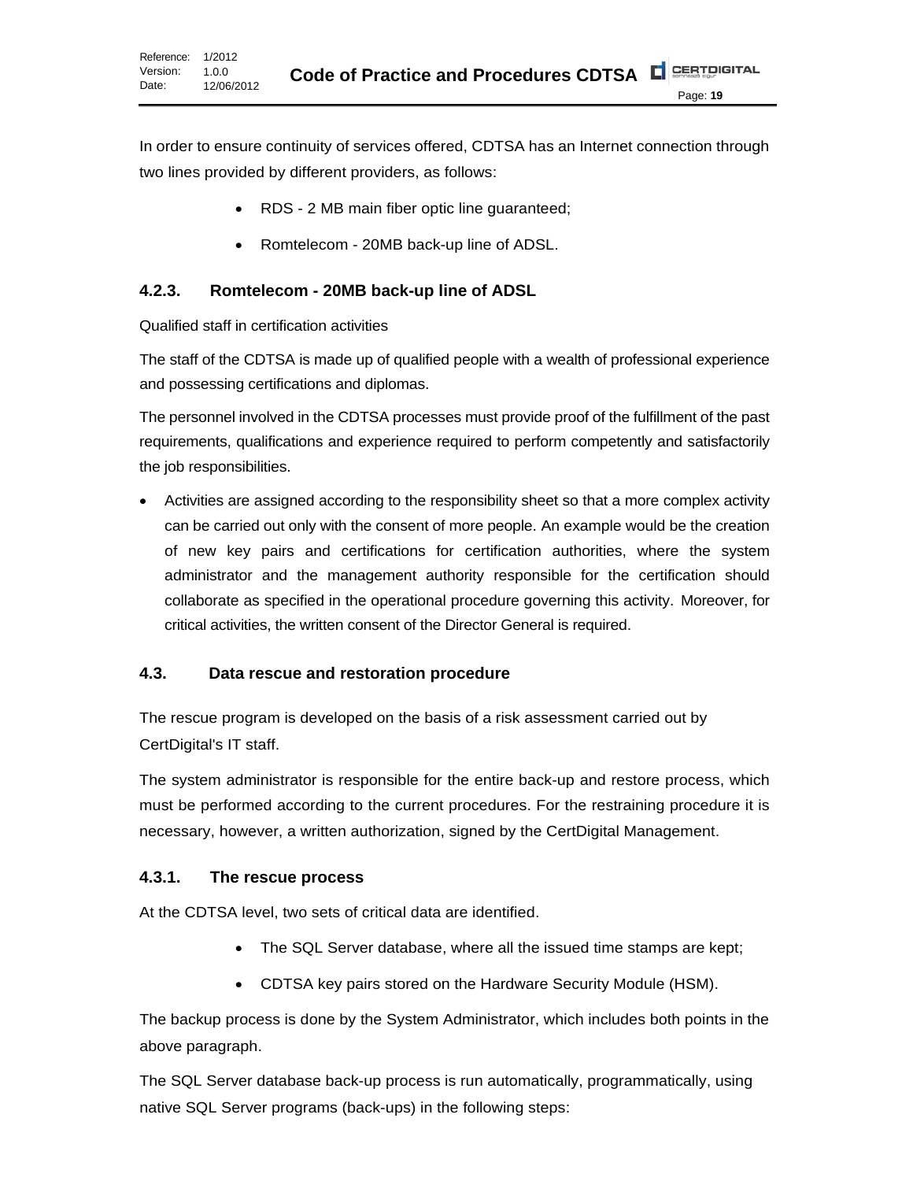In order to ensure continuity of services offered, CDTSA has an Internet connection through two lines provided by different providers, as follows:

- RDS - 2 MB main fiber optic line guaranteed;
- Romtelecom - 20MB back-up line of ADSL.

### 4.2.3. Romtelecom - 20MB back-up line of ADSL

Qualified staff in certification activities

The staff of the CDTSA is made up of qualified people with a wealth of professional experience and possessing certifications and diplomas.

The personnel involved in the CDTSA processes must provide proof of the fulfillment of the past requirements, qualifications and experience required to perform competently and satisfactorily the job responsibilities.

- Activities are assigned according to the responsibility sheet so that a more complex activity can be carried out only with the consent of more people. An example would be the creation of new key pairs and certifications for certification authorities, where the system administrator and the management authority responsible for the certification should collaborate as specified in the operational procedure governing this activity. Moreover, for critical activities, the written consent of the Director General is required.

## 4.3. Data rescue and restoration procedure

The rescue program is developed on the basis of a risk assessment carried out by CertDigital's IT staff.

The system administrator is responsible for the entire back-up and restore process, which must be performed according to the current procedures. For the restraining procedure it is necessary, however, a written authorization, signed by the CertDigital Management.

### 4.3.1. The rescue process

At the CDTSA level, two sets of critical data are identified.

- The SQL Server database, where all the issued time stamps are kept;
- CDTSA key pairs stored on the Hardware Security Module (HSM).

The backup process is done by the System Administrator, which includes both points in the above paragraph.

The SQL Server database back-up process is run automatically, programmatically, using native SQL Server programs (back-ups) in the following steps: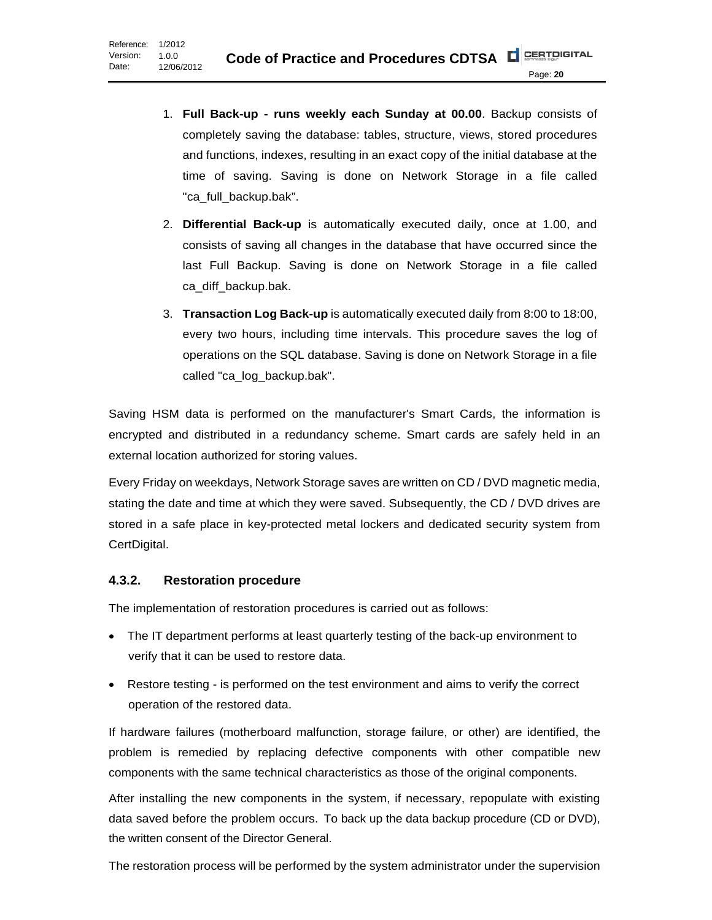1. **Full Back-up - runs weekly each Sunday at 00.00**. Backup consists of completely saving the database: tables, structure, views, stored procedures and functions, indexes, resulting in an exact copy of the initial database at the time of saving. Saving is done on Network Storage in a file called "ca_full_backup.bak".
2. **Differential Back-up** is automatically executed daily, once at 1.00, and consists of saving all changes in the database that have occurred since the last Full Backup. Saving is done on Network Storage in a file called ca_diff_backup.bak.
3. **Transaction Log Back-up** is automatically executed daily from 8:00 to 18:00, every two hours, including time intervals. This procedure saves the log of operations on the SQL database. Saving is done on Network Storage in a file called "ca_log_backup.bak".

Saving HSM data is performed on the manufacturer's Smart Cards, the information is encrypted and distributed in a redundancy scheme. Smart cards are safely held in an external location authorized for storing values.

Every Friday on weekdays, Network Storage saves are written on CD / DVD magnetic media, stating the date and time at which they were saved. Subsequently, the CD / DVD drives are stored in a safe place in key-protected metal lockers and dedicated security system from CertDigital.

### 4.3.2. Restoration procedure

The implementation of restoration procedures is carried out as follows:

- The IT department performs at least quarterly testing of the back-up environment to verify that it can be used to restore data.
- Restore testing - is performed on the test environment and aims to verify the correct operation of the restored data.

If hardware failures (motherboard malfunction, storage failure, or other) are identified, the problem is remedied by replacing defective components with other compatible new components with the same technical characteristics as those of the original components.

After installing the new components in the system, if necessary, repopulate with existing data saved before the problem occurs. To back up the data backup procedure (CD or DVD), the written consent of the Director General.

The restoration process will be performed by the system administrator under the supervision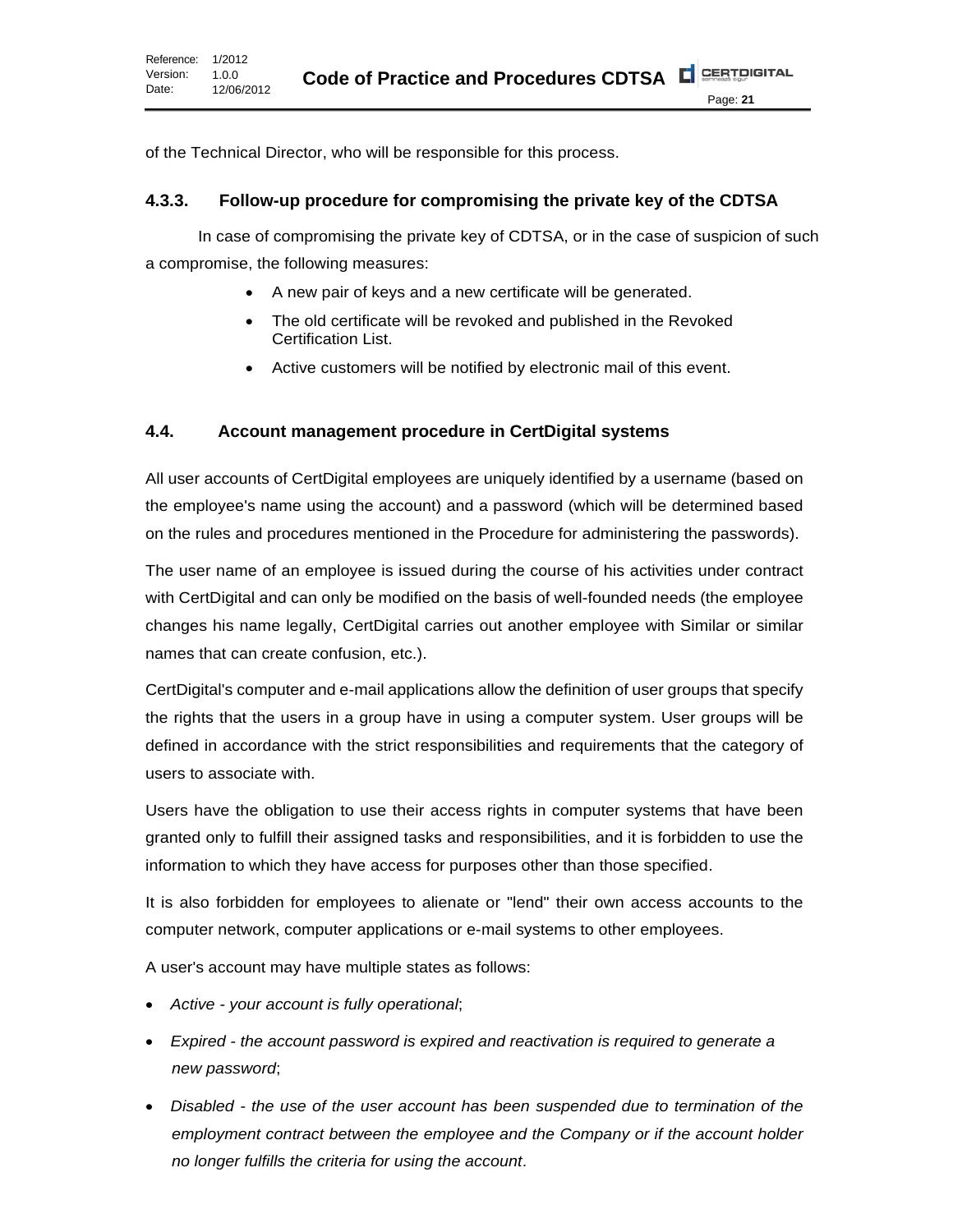of the Technical Director, who will be responsible for this process.

### 4.3.3. Follow-up procedure for compromising the private key of the CDTSA

In case of compromising the private key of CDTSA, or in the case of suspicion of such a compromise, the following measures:

- A new pair of keys and a new certificate will be generated.
- The old certificate will be revoked and published in the Revoked Certification List.
- Active customers will be notified by electronic mail of this event.

## 4.4. Account management procedure in CertDigital systems

All user accounts of CertDigital employees are uniquely identified by a username (based on the employee's name using the account) and a password (which will be determined based on the rules and procedures mentioned in the Procedure for administering the passwords).

The user name of an employee is issued during the course of his activities under contract with CertDigital and can only be modified on the basis of well-founded needs (the employee changes his name legally, CertDigital carries out another employee with Similar or similar names that can create confusion, etc.).

CertDigital's computer and e-mail applications allow the definition of user groups that specify the rights that the users in a group have in using a computer system. User groups will be defined in accordance with the strict responsibilities and requirements that the category of users to associate with.

Users have the obligation to use their access rights in computer systems that have been granted only to fulfill their assigned tasks and responsibilities, and it is forbidden to use the information to which they have access for purposes other than those specified.

It is also forbidden for employees to alienate or "lend" their own access accounts to the computer network, computer applications or e-mail systems to other employees.

A user's account may have multiple states as follows:

- *Active - your account is fully operational*;
- *Expired - the account password is expired and reactivation is required to generate a new password*;
- *Disabled - the use of the user account has been suspended due to termination of the employment contract between the employee and the Company or if the account holder no longer fulfills the criteria for using the account*.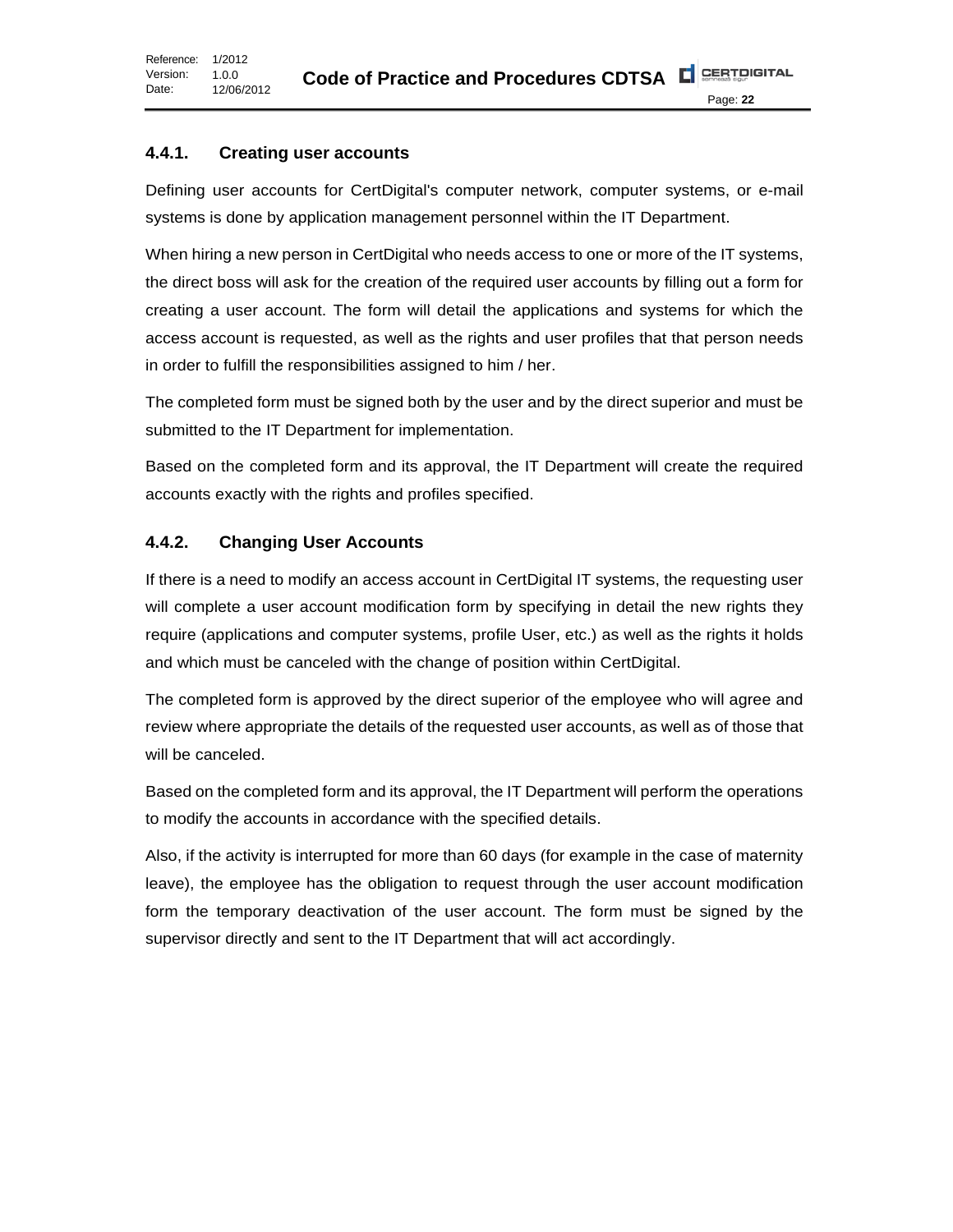### 4.4.1. Creating user accounts

Defining user accounts for CertDigital's computer network, computer systems, or e-mail systems is done by application management personnel within the IT Department.

When hiring a new person in CertDigital who needs access to one or more of the IT systems, the direct boss will ask for the creation of the required user accounts by filling out a form for creating a user account. The form will detail the applications and systems for which the access account is requested, as well as the rights and user profiles that that person needs in order to fulfill the responsibilities assigned to him / her.

The completed form must be signed both by the user and by the direct superior and must be submitted to the IT Department for implementation.

Based on the completed form and its approval, the IT Department will create the required accounts exactly with the rights and profiles specified.

### 4.4.2. Changing User Accounts

If there is a need to modify an access account in CertDigital IT systems, the requesting user will complete a user account modification form by specifying in detail the new rights they require (applications and computer systems, profile User, etc.) as well as the rights it holds and which must be canceled with the change of position within CertDigital.

The completed form is approved by the direct superior of the employee who will agree and review where appropriate the details of the requested user accounts, as well as of those that will be canceled.

Based on the completed form and its approval, the IT Department will perform the operations to modify the accounts in accordance with the specified details.

Also, if the activity is interrupted for more than 60 days (for example in the case of maternity leave), the employee has the obligation to request through the user account modification form the temporary deactivation of the user account. The form must be signed by the supervisor directly and sent to the IT Department that will act accordingly.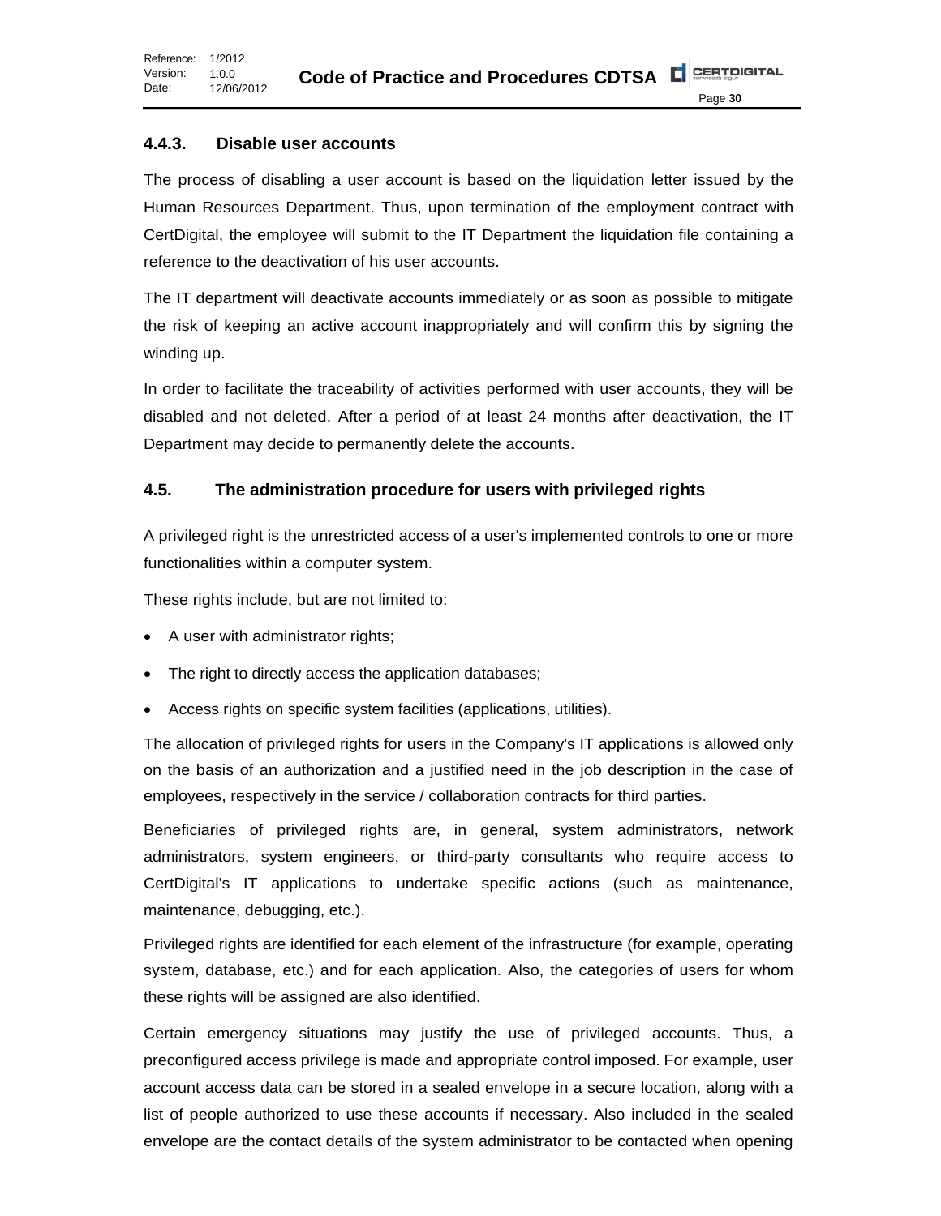### 4.4.3. Disable user accounts

The process of disabling a user account is based on the liquidation letter issued by the Human Resources Department. Thus, upon termination of the employment contract with CertDigital, the employee will submit to the IT Department the liquidation file containing a reference to the deactivation of his user accounts.

The IT department will deactivate accounts immediately or as soon as possible to mitigate the risk of keeping an active account inappropriately and will confirm this by signing the winding up.

In order to facilitate the traceability of activities performed with user accounts, they will be disabled and not deleted. After a period of at least 24 months after deactivation, the IT Department may decide to permanently delete the accounts.

## 4.5. The administration procedure for users with privileged rights

A privileged right is the unrestricted access of a user's implemented controls to one or more functionalities within a computer system.

These rights include, but are not limited to:

- A user with administrator rights;
- The right to directly access the application databases;
- Access rights on specific system facilities (applications, utilities).

The allocation of privileged rights for users in the Company's IT applications is allowed only on the basis of an authorization and a justified need in the job description in the case of employees, respectively in the service / collaboration contracts for third parties.

Beneficiaries of privileged rights are, in general, system administrators, network administrators, system engineers, or third-party consultants who require access to CertDigital's IT applications to undertake specific actions (such as maintenance, maintenance, debugging, etc.).

Privileged rights are identified for each element of the infrastructure (for example, operating system, database, etc.) and for each application. Also, the categories of users for whom these rights will be assigned are also identified.

Certain emergency situations may justify the use of privileged accounts. Thus, a preconfigured access privilege is made and appropriate control imposed. For example, user account access data can be stored in a sealed envelope in a secure location, along with a list of people authorized to use these accounts if necessary. Also included in the sealed envelope are the contact details of the system administrator to be contacted when opening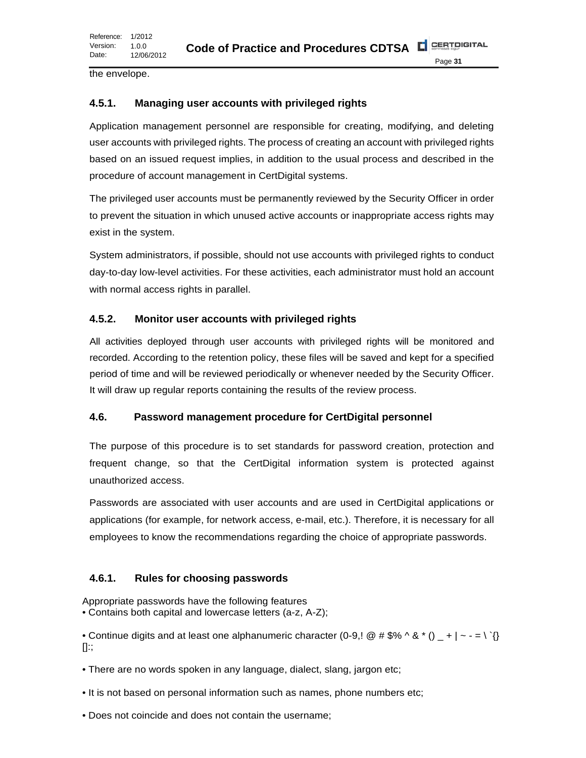the envelope.

### 4.5.1. Managing user accounts with privileged rights

Application management personnel are responsible for creating, modifying, and deleting user accounts with privileged rights. The process of creating an account with privileged rights based on an issued request implies, in addition to the usual process and described in the procedure of account management in CertDigital systems.

The privileged user accounts must be permanently reviewed by the Security Officer in order to prevent the situation in which unused active accounts or inappropriate access rights may exist in the system.

System administrators, if possible, should not use accounts with privileged rights to conduct day-to-day low-level activities. For these activities, each administrator must hold an account with normal access rights in parallel.

### 4.5.2. Monitor user accounts with privileged rights

All activities deployed through user accounts with privileged rights will be monitored and recorded. According to the retention policy, these files will be saved and kept for a specified period of time and will be reviewed periodically or whenever needed by the Security Officer. It will draw up regular reports containing the results of the review process.

## 4.6. Password management procedure for CertDigital personnel

The purpose of this procedure is to set standards for password creation, protection and frequent change, so that the CertDigital information system is protected against unauthorized access.

Passwords are associated with user accounts and are used in CertDigital applications or applications (for example, for network access, e-mail, etc.). Therefore, it is necessary for all employees to know the recommendations regarding the choice of appropriate passwords.

### 4.6.1. Rules for choosing passwords

Appropriate passwords have the following features

- Contains both capital and lowercase letters (a-z, A-Z);
- Continue digits and at least one alphanumeric character (0-9,! @ # $% ^ & * () _ + | ~ - = \ `{} []:;
- There are no words spoken in any language, dialect, slang, jargon etc;
- It is not based on personal information such as names, phone numbers etc;
- Does not coincide and does not contain the username;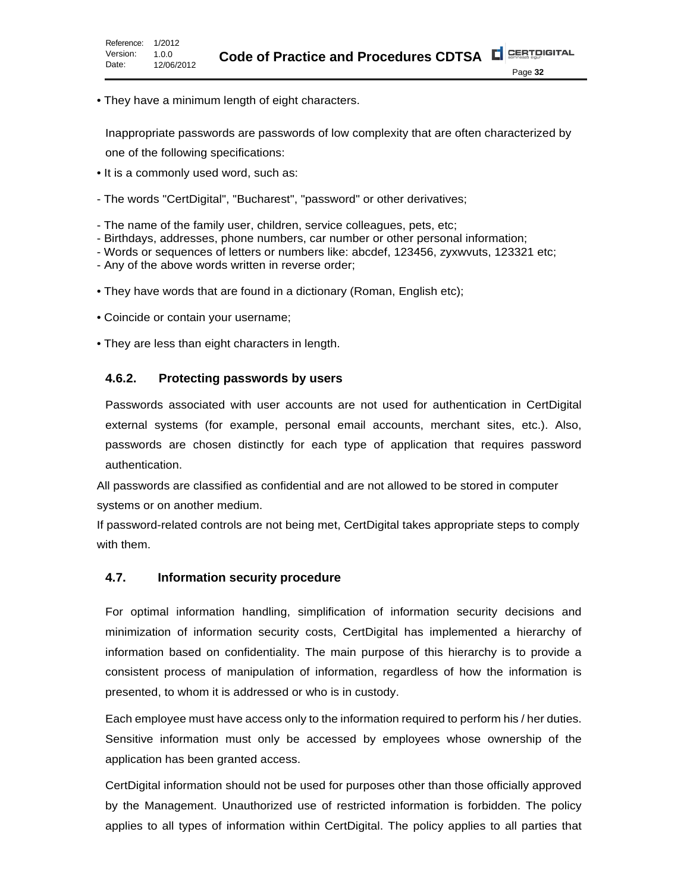- They have a minimum length of eight characters.

Inappropriate passwords are passwords of low complexity that are often characterized by one of the following specifications:

- It is a commonly used word, such as:

- The words "CertDigital", "Bucharest", "password" or other derivatives;

- The name of the family user, children, service colleagues, pets, etc;
- Birthdays, addresses, phone numbers, car number or other personal information;
- Words or sequences of letters or numbers like: abcdef, 123456, zyxwvuts, 123321 etc;
- Any of the above words written in reverse order;

- They have words that are found in a dictionary (Roman, English etc);

- Coincide or contain your username;

- They are less than eight characters in length.

### 4.6.2. Protecting passwords by users

Passwords associated with user accounts are not used for authentication in CertDigital external systems (for example, personal email accounts, merchant sites, etc.). Also, passwords are chosen distinctly for each type of application that requires password authentication.

All passwords are classified as confidential and are not allowed to be stored in computer systems or on another medium.

If password-related controls are not being met, CertDigital takes appropriate steps to comply with them.

## 4.7. Information security procedure

For optimal information handling, simplification of information security decisions and minimization of information security costs, CertDigital has implemented a hierarchy of information based on confidentiality. The main purpose of this hierarchy is to provide a consistent process of manipulation of information, regardless of how the information is presented, to whom it is addressed or who is in custody.

Each employee must have access only to the information required to perform his / her duties. Sensitive information must only be accessed by employees whose ownership of the application has been granted access.

CertDigital information should not be used for purposes other than those officially approved by the Management. Unauthorized use of restricted information is forbidden. The policy applies to all types of information within CertDigital. The policy applies to all parties that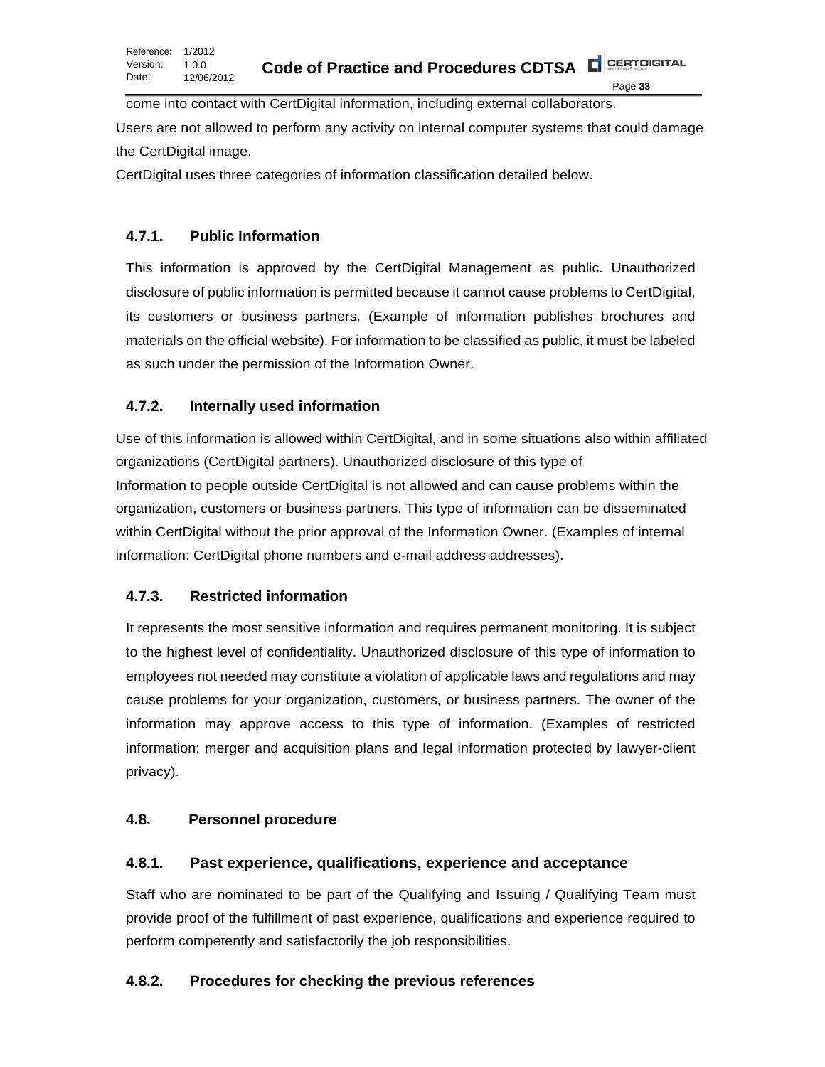come into contact with CertDigital information, including external collaborators.

Users are not allowed to perform any activity on internal computer systems that could damage the CertDigital image.

CertDigital uses three categories of information classification detailed below.

### 4.7.1. Public Information

This information is approved by the CertDigital Management as public. Unauthorized disclosure of public information is permitted because it cannot cause problems to CertDigital, its customers or business partners. (Example of information publishes brochures and materials on the official website). For information to be classified as public, it must be labeled as such under the permission of the Information Owner.

### 4.7.2. Internally used information

Use of this information is allowed within CertDigital, and in some situations also within affiliated organizations (CertDigital partners). Unauthorized disclosure of this type of Information to people outside CertDigital is not allowed and can cause problems within the organization, customers or business partners. This type of information can be disseminated within CertDigital without the prior approval of the Information Owner. (Examples of internal information: CertDigital phone numbers and e-mail address addresses).

### 4.7.3. Restricted information

It represents the most sensitive information and requires permanent monitoring. It is subject to the highest level of confidentiality. Unauthorized disclosure of this type of information to employees not needed may constitute a violation of applicable laws and regulations and may cause problems for your organization, customers, or business partners. The owner of the information may approve access to this type of information. (Examples of restricted information: merger and acquisition plans and legal information protected by lawyer-client privacy).

## 4.8. Personnel procedure

### 4.8.1. Past experience, qualifications, experience and acceptance

Staff who are nominated to be part of the Qualifying and Issuing / Qualifying Team must provide proof of the fulfillment of past experience, qualifications and experience required to perform competently and satisfactorily the job responsibilities.

### 4.8.2. Procedures for checking the previous references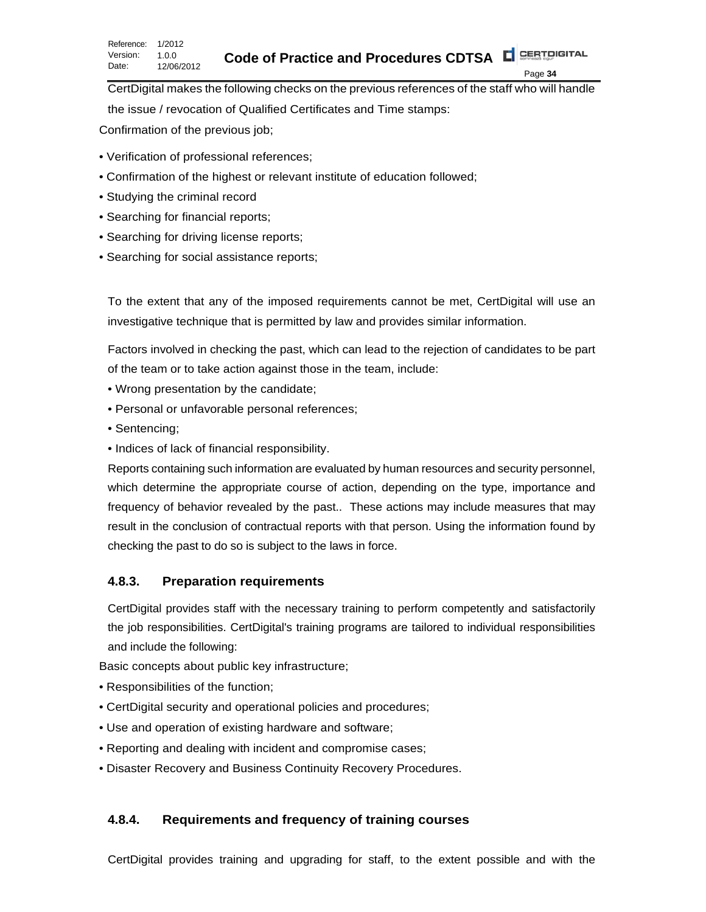CertDigital makes the following checks on the previous references of the staff who will handle the issue / revocation of Qualified Certificates and Time stamps:

Confirmation of the previous job;

- Verification of professional references;
- Confirmation of the highest or relevant institute of education followed;
- Studying the criminal record
- Searching for financial reports;
- Searching for driving license reports;
- Searching for social assistance reports;

To the extent that any of the imposed requirements cannot be met, CertDigital will use an investigative technique that is permitted by law and provides similar information.

Factors involved in checking the past, which can lead to the rejection of candidates to be part of the team or to take action against those in the team, include:

- Wrong presentation by the candidate;
- Personal or unfavorable personal references;
- Sentencing;
- Indices of lack of financial responsibility.

Reports containing such information are evaluated by human resources and security personnel, which determine the appropriate course of action, depending on the type, importance and frequency of behavior revealed by the past.. These actions may include measures that may result in the conclusion of contractual reports with that person. Using the information found by checking the past to do so is subject to the laws in force.

### 4.8.3. Preparation requirements

CertDigital provides staff with the necessary training to perform competently and satisfactorily the job responsibilities. CertDigital's training programs are tailored to individual responsibilities and include the following:

Basic concepts about public key infrastructure;

- Responsibilities of the function;
- CertDigital security and operational policies and procedures;
- Use and operation of existing hardware and software;
- Reporting and dealing with incident and compromise cases;
- Disaster Recovery and Business Continuity Recovery Procedures.

### 4.8.4. Requirements and frequency of training courses

CertDigital provides training and upgrading for staff, to the extent possible and with the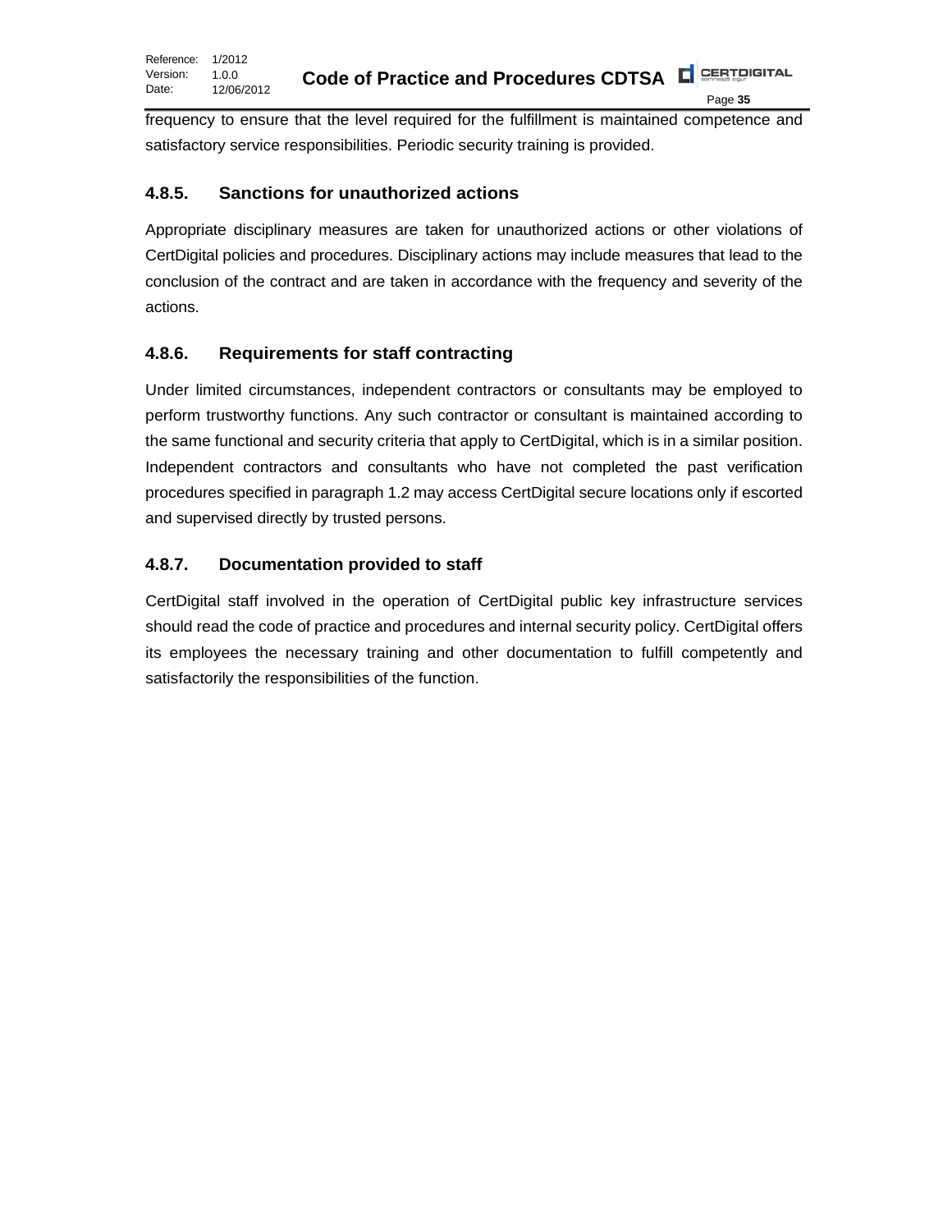frequency to ensure that the level required for the fulfillment is maintained competence and satisfactory service responsibilities. Periodic security training is provided.

### 4.8.5. Sanctions for unauthorized actions

Appropriate disciplinary measures are taken for unauthorized actions or other violations of CertDigital policies and procedures. Disciplinary actions may include measures that lead to the conclusion of the contract and are taken in accordance with the frequency and severity of the actions.

### 4.8.6. Requirements for staff contracting

Under limited circumstances, independent contractors or consultants may be employed to perform trustworthy functions. Any such contractor or consultant is maintained according to the same functional and security criteria that apply to CertDigital, which is in a similar position. Independent contractors and consultants who have not completed the past verification procedures specified in paragraph 1.2 may access CertDigital secure locations only if escorted and supervised directly by trusted persons.

### 4.8.7. Documentation provided to staff

CertDigital staff involved in the operation of CertDigital public key infrastructure services should read the code of practice and procedures and internal security policy. CertDigital offers its employees the necessary training and other documentation to fulfill competently and satisfactorily the responsibilities of the function.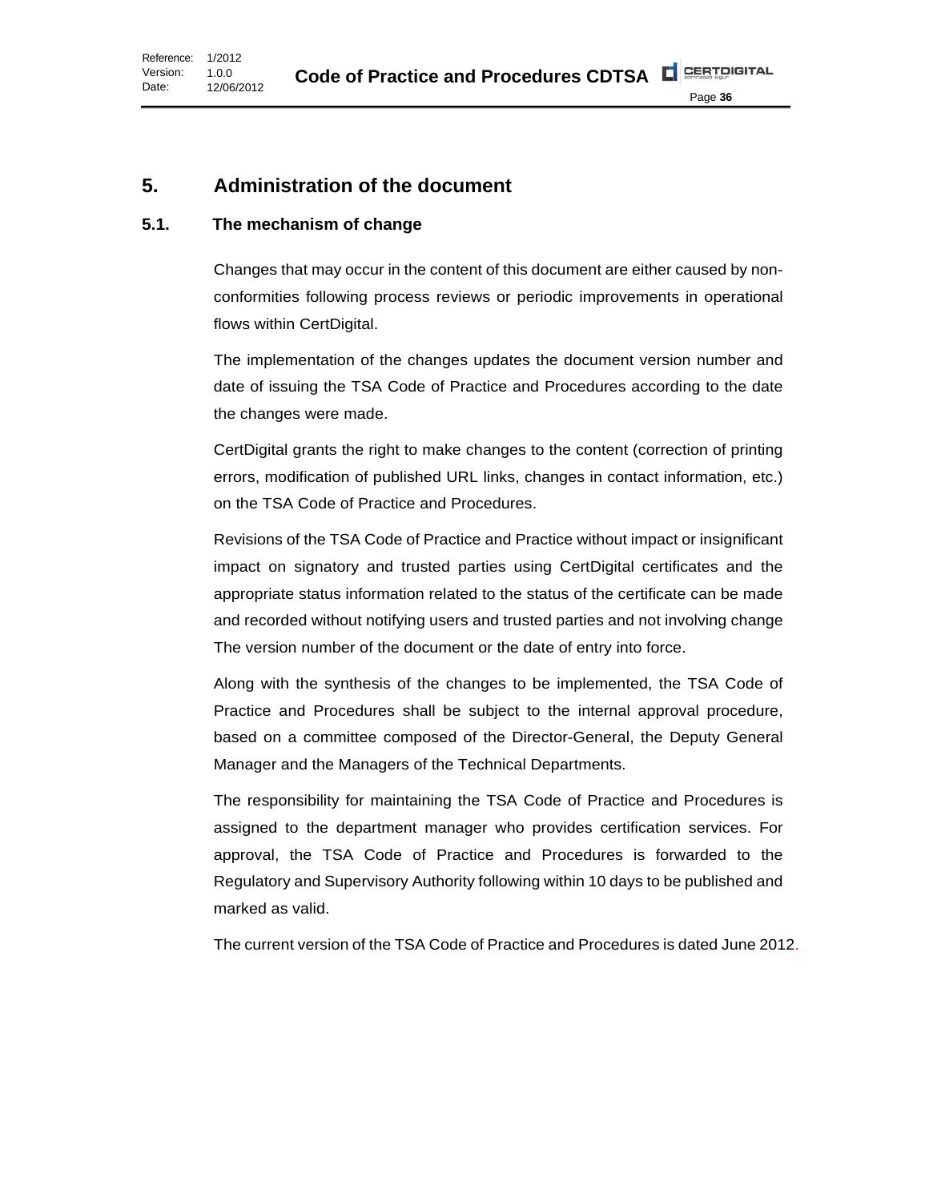# 5. Administration of the document

## 5.1. The mechanism of change

Changes that may occur in the content of this document are either caused by non-conformities following process reviews or periodic improvements in operational flows within CertDigital.

The implementation of the changes updates the document version number and date of issuing the TSA Code of Practice and Procedures according to the date the changes were made.

CertDigital grants the right to make changes to the content (correction of printing errors, modification of published URL links, changes in contact information, etc.) on the TSA Code of Practice and Procedures.

Revisions of the TSA Code of Practice and Practice without impact or insignificant impact on signatory and trusted parties using CertDigital certificates and the appropriate status information related to the status of the certificate can be made and recorded without notifying users and trusted parties and not involving change The version number of the document or the date of entry into force.

Along with the synthesis of the changes to be implemented, the TSA Code of Practice and Procedures shall be subject to the internal approval procedure, based on a committee composed of the Director-General, the Deputy General Manager and the Managers of the Technical Departments.

The responsibility for maintaining the TSA Code of Practice and Procedures is assigned to the department manager who provides certification services. For approval, the TSA Code of Practice and Procedures is forwarded to the Regulatory and Supervisory Authority following within 10 days to be published and marked as valid.

The current version of the TSA Code of Practice and Procedures is dated June 2012.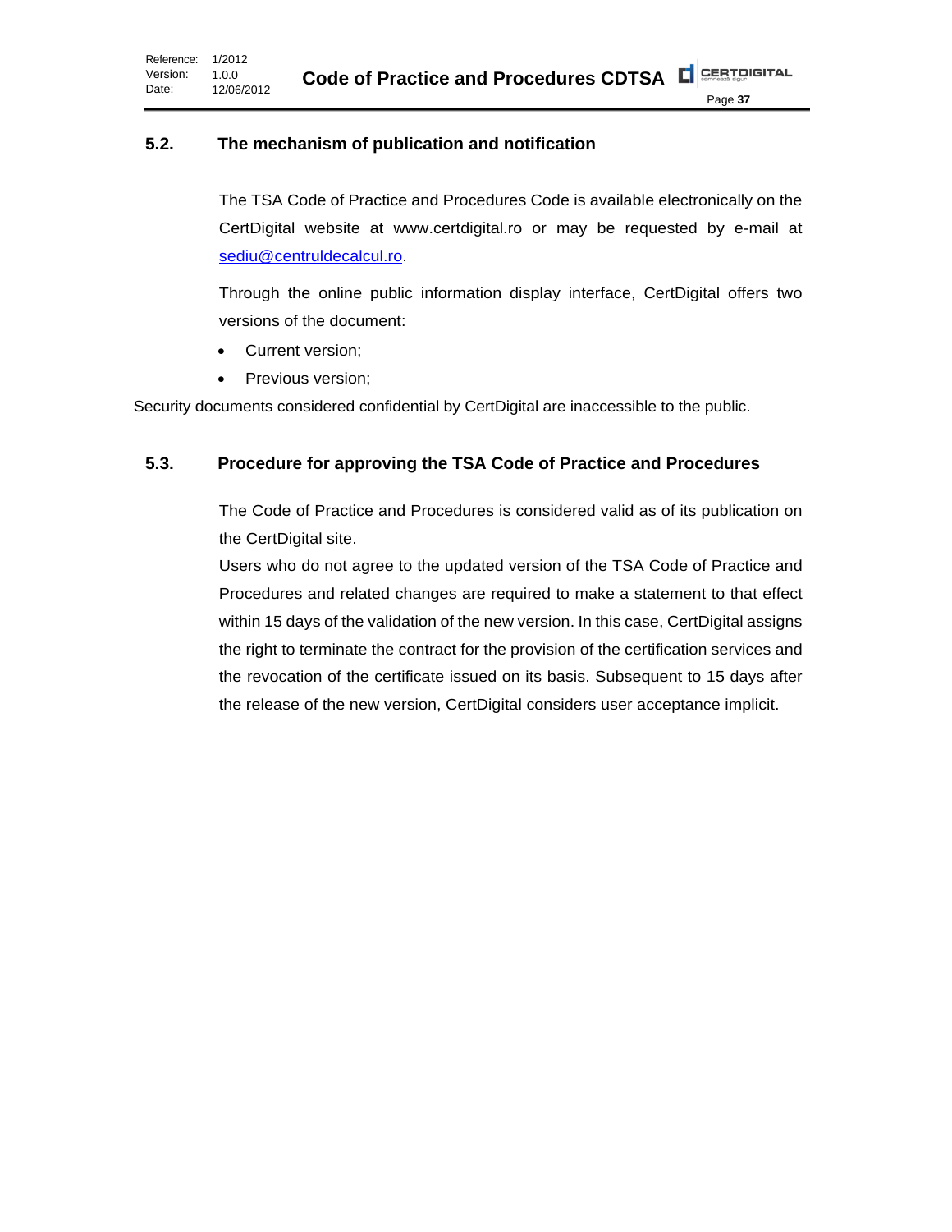## 5.2. The mechanism of publication and notification

The TSA Code of Practice and Procedures Code is available electronically on the CertDigital website at www.certdigital.ro or may be requested by e-mail at sediu@centruldecalcul.ro.

Through the online public information display interface, CertDigital offers two versions of the document:

- Current version;
- Previous version;

Security documents considered confidential by CertDigital are inaccessible to the public.

## 5.3. Procedure for approving the TSA Code of Practice and Procedures

The Code of Practice and Procedures is considered valid as of its publication on the CertDigital site.

Users who do not agree to the updated version of the TSA Code of Practice and Procedures and related changes are required to make a statement to that effect within 15 days of the validation of the new version. In this case, CertDigital assigns the right to terminate the contract for the provision of the certification services and the revocation of the certificate issued on its basis. Subsequent to 15 days after the release of the new version, CertDigital considers user acceptance implicit.